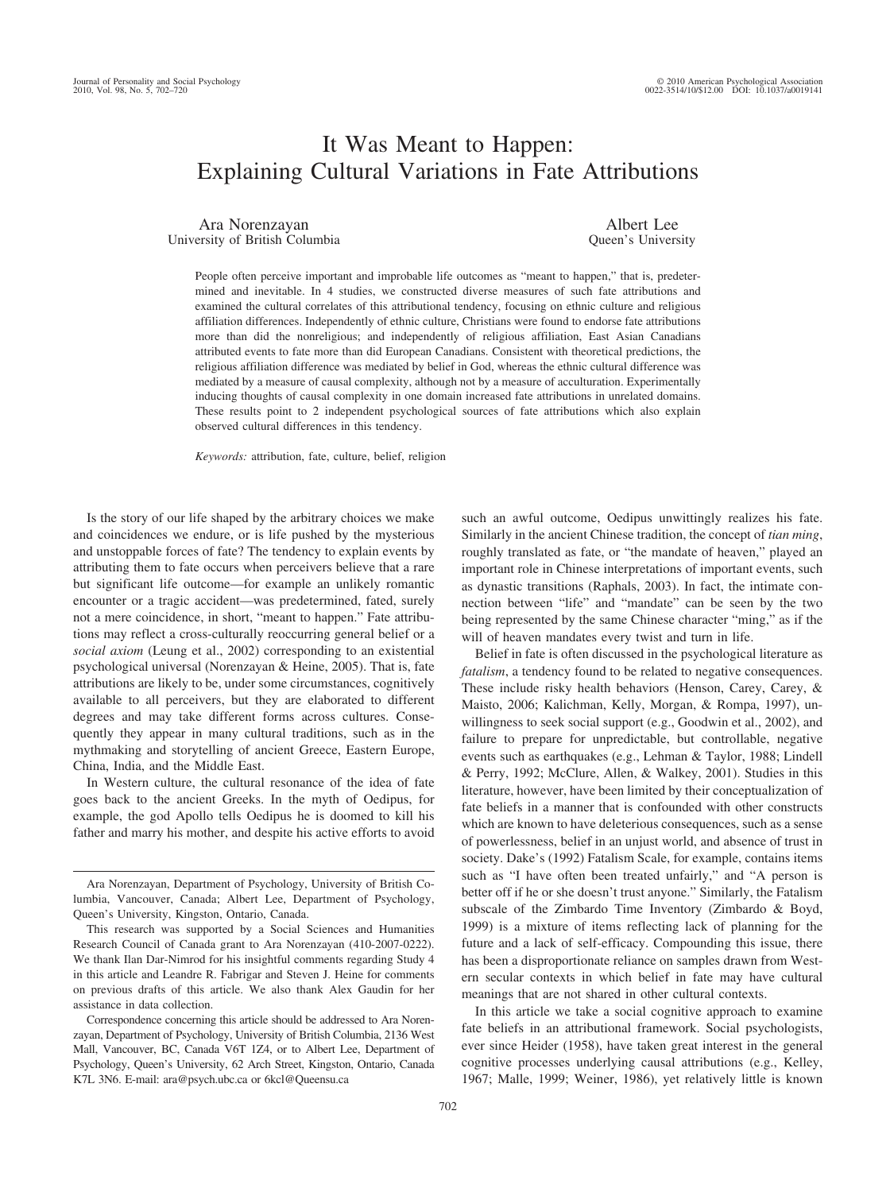# It Was Meant to Happen: Explaining Cultural Variations in Fate Attributions

Ara Norenzayan
University of British Columbia

Albert Lee
Queen's University

People often perceive important and improbable life outcomes as "meant to happen," that is, predetermined and inevitable. In 4 studies, we constructed diverse measures of such fate attributions and examined the cultural correlates of this attributional tendency, focusing on ethnic culture and religious affiliation differences. Independently of ethnic culture, Christians were found to endorse fate attributions more than did the nonreligious; and independently of religious affiliation, East Asian Canadians attributed events to fate more than did European Canadians. Consistent with theoretical predictions, the religious affiliation difference was mediated by belief in God, whereas the ethnic cultural difference was mediated by a measure of causal complexity, although not by a measure of acculturation. Experimentally inducing thoughts of causal complexity in one domain increased fate attributions in unrelated domains. These results point to 2 independent psychological sources of fate attributions which also explain observed cultural differences in this tendency.

*Keywords:* attribution, fate, culture, belief, religion

Is the story of our life shaped by the arbitrary choices we make and coincidences we endure, or is life pushed by the mysterious and unstoppable forces of fate? The tendency to explain events by attributing them to fate occurs when perceivers believe that a rare but significant life outcome—for example an unlikely romantic encounter or a tragic accident—was predetermined, fated, surely not a mere coincidence, in short, "meant to happen." Fate attributions may reflect a cross-culturally reoccurring general belief or a *social axiom* (Leung et al., 2002) corresponding to an existential psychological universal (Norenzayan & Heine, 2005). That is, fate attributions are likely to be, under some circumstances, cognitively available to all perceivers, but they are elaborated to different degrees and may take different forms across cultures. Consequently they appear in many cultural traditions, such as in the mythmaking and storytelling of ancient Greece, Eastern Europe, China, India, and the Middle East.

In Western culture, the cultural resonance of the idea of fate goes back to the ancient Greeks. In the myth of Oedipus, for example, the god Apollo tells Oedipus he is doomed to kill his father and marry his mother, and despite his active efforts to avoid such an awful outcome, Oedipus unwittingly realizes his fate. Similarly in the ancient Chinese tradition, the concept of *tian ming*, roughly translated as fate, or "the mandate of heaven," played an important role in Chinese interpretations of important events, such as dynastic transitions (Raphals, 2003). In fact, the intimate connection between "life" and "mandate" can be seen by the two being represented by the same Chinese character "ming," as if the will of heaven mandates every twist and turn in life.

Belief in fate is often discussed in the psychological literature as *fatalism*, a tendency found to be related to negative consequences. These include risky health behaviors (Henson, Carey, Carey, & Maisto, 2006; Kalichman, Kelly, Morgan, & Rompa, 1997), unwillingness to seek social support (e.g., Goodwin et al., 2002), and failure to prepare for unpredictable, but controllable, negative events such as earthquakes (e.g., Lehman & Taylor, 1988; Lindell & Perry, 1992; McClure, Allen, & Walkey, 2001). Studies in this literature, however, have been limited by their conceptualization of fate beliefs in a manner that is confounded with other constructs which are known to have deleterious consequences, such as a sense of powerlessness, belief in an unjust world, and absence of trust in society. Dake's (1992) Fatalism Scale, for example, contains items such as "I have often been treated unfairly," and "A person is better off if he or she doesn't trust anyone." Similarly, the Fatalism subscale of the Zimbardo Time Inventory (Zimbardo & Boyd, 1999) is a mixture of items reflecting lack of planning for the future and a lack of self-efficacy. Compounding this issue, there has been a disproportionate reliance on samples drawn from Western secular contexts in which belief in fate may have cultural meanings that are not shared in other cultural contexts.

In this article we take a social cognitive approach to examine fate beliefs in an attributional framework. Social psychologists, ever since Heider (1958), have taken great interest in the general cognitive processes underlying causal attributions (e.g., Kelley, 1967; Malle, 1999; Weiner, 1986), yet relatively little is known

---

Ara Norenzayan, Department of Psychology, University of British Columbia, Vancouver, Canada; Albert Lee, Department of Psychology, Queen's University, Kingston, Ontario, Canada.

This research was supported by a Social Sciences and Humanities Research Council of Canada grant to Ara Norenzayan (410-2007-0222). We thank Ilan Dar-Nimrod for his insightful comments regarding Study 4 in this article and Leandre R. Fabrigar and Steven J. Heine for comments on previous drafts of this article. We also thank Alex Gaudin for her assistance in data collection.

Correspondence concerning this article should be addressed to Ara Norenzayan, Department of Psychology, University of British Columbia, 2136 West Mall, Vancouver, BC, Canada V6T 1Z4, or to Albert Lee, Department of Psychology, Queen's University, 62 Arch Street, Kingston, Ontario, Canada K7L 3N6. E-mail: ara@psych.ubc.ca or 6kcl@Queensu.ca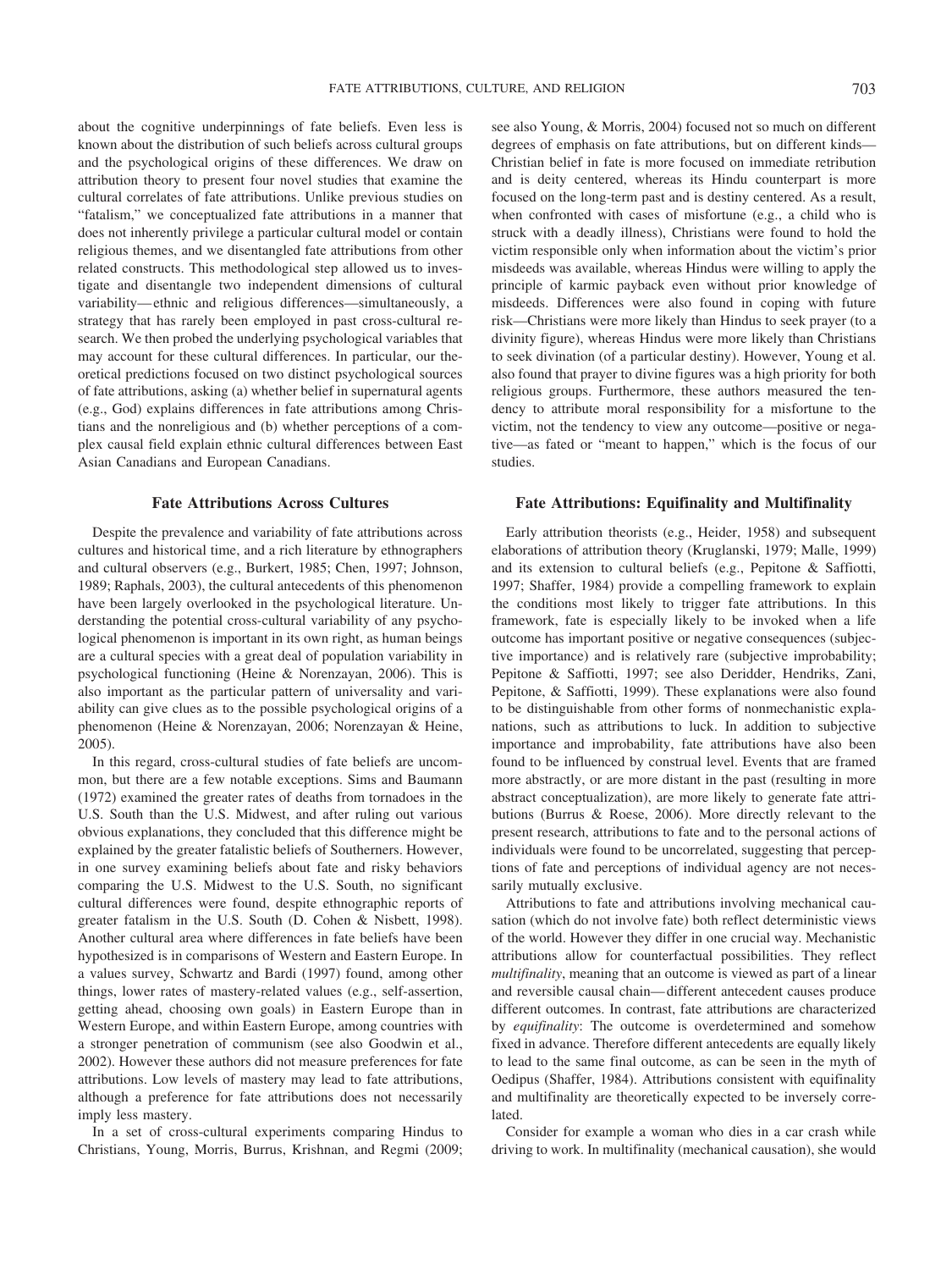about the cognitive underpinnings of fate beliefs. Even less is known about the distribution of such beliefs across cultural groups and the psychological origins of these differences. We draw on attribution theory to present four novel studies that examine the cultural correlates of fate attributions. Unlike previous studies on "fatalism," we conceptualized fate attributions in a manner that does not inherently privilege a particular cultural model or contain religious themes, and we disentangled fate attributions from other related constructs. This methodological step allowed us to investigate and disentangle two independent dimensions of cultural variability— ethnic and religious differences—simultaneously, a strategy that has rarely been employed in past cross-cultural research. We then probed the underlying psychological variables that may account for these cultural differences. In particular, our theoretical predictions focused on two distinct psychological sources of fate attributions, asking (a) whether belief in supernatural agents (e.g., God) explains differences in fate attributions among Christians and the nonreligious and (b) whether perceptions of a complex causal field explain ethnic cultural differences between East Asian Canadians and European Canadians.

## Fate Attributions Across Cultures

Despite the prevalence and variability of fate attributions across cultures and historical time, and a rich literature by ethnographers and cultural observers (e.g., Burkert, 1985; Chen, 1997; Johnson, 1989; Raphals, 2003), the cultural antecedents of this phenomenon have been largely overlooked in the psychological literature. Understanding the potential cross-cultural variability of any psychological phenomenon is important in its own right, as human beings are a cultural species with a great deal of population variability in psychological functioning (Heine & Norenzayan, 2006). This is also important as the particular pattern of universality and variability can give clues as to the possible psychological origins of a phenomenon (Heine & Norenzayan, 2006; Norenzayan & Heine, 2005).

In this regard, cross-cultural studies of fate beliefs are uncommon, but there are a few notable exceptions. Sims and Baumann (1972) examined the greater rates of deaths from tornadoes in the U.S. South than the U.S. Midwest, and after ruling out various obvious explanations, they concluded that this difference might be explained by the greater fatalistic beliefs of Southerners. However, in one survey examining beliefs about fate and risky behaviors comparing the U.S. Midwest to the U.S. South, no significant cultural differences were found, despite ethnographic reports of greater fatalism in the U.S. South (D. Cohen & Nisbett, 1998). Another cultural area where differences in fate beliefs have been hypothesized is in comparisons of Western and Eastern Europe. In a values survey, Schwartz and Bardi (1997) found, among other things, lower rates of mastery-related values (e.g., self-assertion, getting ahead, choosing own goals) in Eastern Europe than in Western Europe, and within Eastern Europe, among countries with a stronger penetration of communism (see also Goodwin et al., 2002). However these authors did not measure preferences for fate attributions. Low levels of mastery may lead to fate attributions, although a preference for fate attributions does not necessarily imply less mastery.

In a set of cross-cultural experiments comparing Hindus to Christians, Young, Morris, Burrus, Krishnan, and Regmi (2009; see also Young, & Morris, 2004) focused not so much on different degrees of emphasis on fate attributions, but on different kinds— Christian belief in fate is more focused on immediate retribution and is deity centered, whereas its Hindu counterpart is more focused on the long-term past and is destiny centered. As a result, when confronted with cases of misfortune (e.g., a child who is struck with a deadly illness), Christians were found to hold the victim responsible only when information about the victim's prior misdeeds was available, whereas Hindus were willing to apply the principle of karmic payback even without prior knowledge of misdeeds. Differences were also found in coping with future risk—Christians were more likely than Hindus to seek prayer (to a divinity figure), whereas Hindus were more likely than Christians to seek divination (of a particular destiny). However, Young et al. also found that prayer to divine figures was a high priority for both religious groups. Furthermore, these authors measured the tendency to attribute moral responsibility for a misfortune to the victim, not the tendency to view any outcome—positive or negative—as fated or "meant to happen," which is the focus of our studies.

## Fate Attributions: Equifinality and Multifinality

Early attribution theorists (e.g., Heider, 1958) and subsequent elaborations of attribution theory (Kruglanski, 1979; Malle, 1999) and its extension to cultural beliefs (e.g., Pepitone & Saffiotti, 1997; Shaffer, 1984) provide a compelling framework to explain the conditions most likely to trigger fate attributions. In this framework, fate is especially likely to be invoked when a life outcome has important positive or negative consequences (subjective importance) and is relatively rare (subjective improbability; Pepitone & Saffiotti, 1997; see also Deridder, Hendriks, Zani, Pepitone, & Saffiotti, 1999). These explanations were also found to be distinguishable from other forms of nonmechanistic explanations, such as attributions to luck. In addition to subjective importance and improbability, fate attributions have also been found to be influenced by construal level. Events that are framed more abstractly, or are more distant in the past (resulting in more abstract conceptualization), are more likely to generate fate attributions (Burrus & Roese, 2006). More directly relevant to the present research, attributions to fate and to the personal actions of individuals were found to be uncorrelated, suggesting that perceptions of fate and perceptions of individual agency are not necessarily mutually exclusive.

Attributions to fate and attributions involving mechanical causation (which do not involve fate) both reflect deterministic views of the world. However they differ in one crucial way. Mechanistic attributions allow for counterfactual possibilities. They reflect *multifinality*, meaning that an outcome is viewed as part of a linear and reversible causal chain— different antecedent causes produce different outcomes. In contrast, fate attributions are characterized by *equifinality*: The outcome is overdetermined and somehow fixed in advance. Therefore different antecedents are equally likely to lead to the same final outcome, as can be seen in the myth of Oedipus (Shaffer, 1984). Attributions consistent with equifinality and multifinality are theoretically expected to be inversely correlated.

Consider for example a woman who dies in a car crash while driving to work. In multifinality (mechanical causation), she would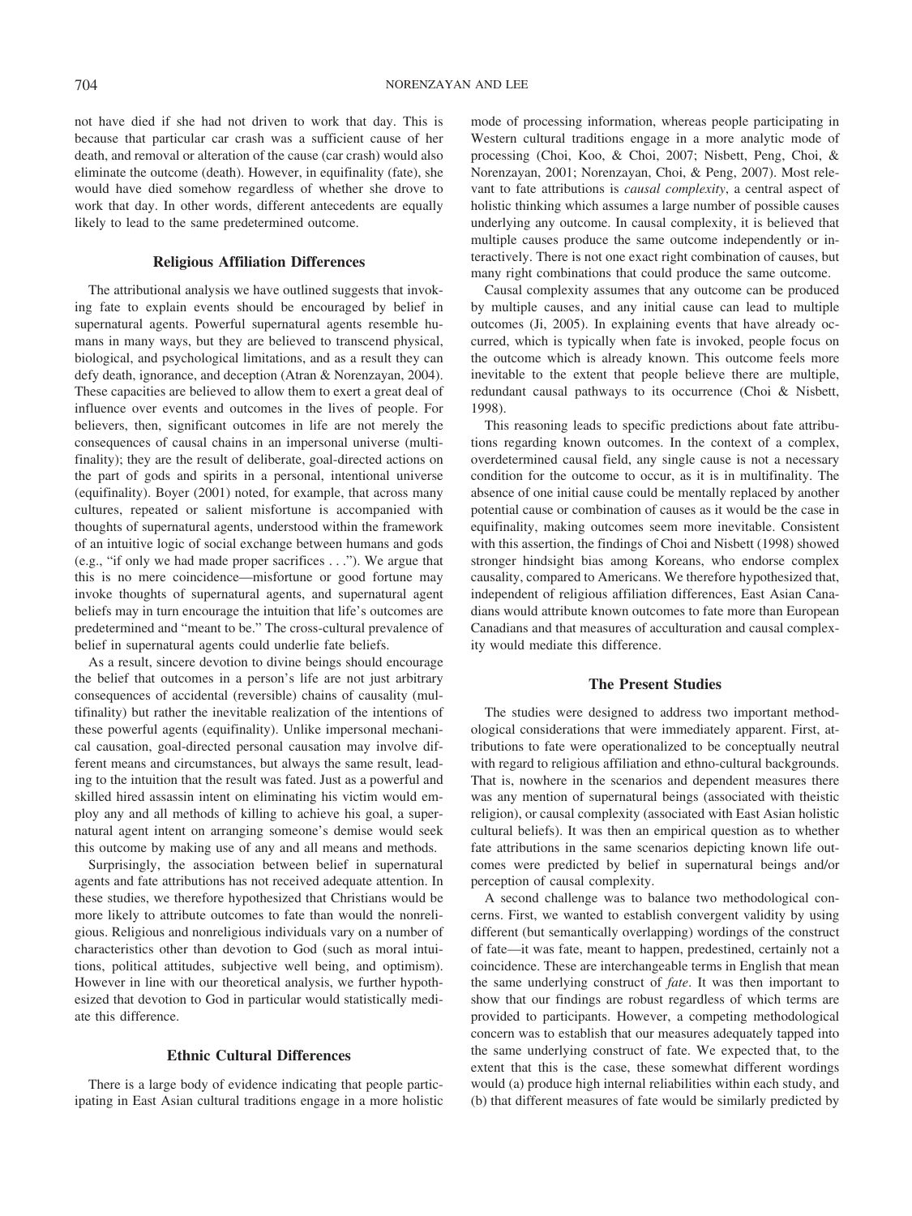not have died if she had not driven to work that day. This is because that particular car crash was a sufficient cause of her death, and removal or alteration of the cause (car crash) would also eliminate the outcome (death). However, in equifinality (fate), she would have died somehow regardless of whether she drove to work that day. In other words, different antecedents are equally likely to lead to the same predetermined outcome.

## Religious Affiliation Differences

The attributional analysis we have outlined suggests that invoking fate to explain events should be encouraged by belief in supernatural agents. Powerful supernatural agents resemble humans in many ways, but they are believed to transcend physical, biological, and psychological limitations, and as a result they can defy death, ignorance, and deception (Atran & Norenzayan, 2004). These capacities are believed to allow them to exert a great deal of influence over events and outcomes in the lives of people. For believers, then, significant outcomes in life are not merely the consequences of causal chains in an impersonal universe (multifinality); they are the result of deliberate, goal-directed actions on the part of gods and spirits in a personal, intentional universe (equifinality). Boyer (2001) noted, for example, that across many cultures, repeated or salient misfortune is accompanied with thoughts of supernatural agents, understood within the framework of an intuitive logic of social exchange between humans and gods (e.g., "if only we had made proper sacrifices . . ."). We argue that this is no mere coincidence—misfortune or good fortune may invoke thoughts of supernatural agents, and supernatural agent beliefs may in turn encourage the intuition that life's outcomes are predetermined and "meant to be." The cross-cultural prevalence of belief in supernatural agents could underlie fate beliefs.

As a result, sincere devotion to divine beings should encourage the belief that outcomes in a person's life are not just arbitrary consequences of accidental (reversible) chains of causality (multifinality) but rather the inevitable realization of the intentions of these powerful agents (equifinality). Unlike impersonal mechanical causation, goal-directed personal causation may involve different means and circumstances, but always the same result, leading to the intuition that the result was fated. Just as a powerful and skilled hired assassin intent on eliminating his victim would employ any and all methods of killing to achieve his goal, a supernatural agent intent on arranging someone's demise would seek this outcome by making use of any and all means and methods.

Surprisingly, the association between belief in supernatural agents and fate attributions has not received adequate attention. In these studies, we therefore hypothesized that Christians would be more likely to attribute outcomes to fate than would the nonreligious. Religious and nonreligious individuals vary on a number of characteristics other than devotion to God (such as moral intuitions, political attitudes, subjective well being, and optimism). However in line with our theoretical analysis, we further hypothesized that devotion to God in particular would statistically mediate this difference.

## Ethnic Cultural Differences

There is a large body of evidence indicating that people participating in East Asian cultural traditions engage in a more holistic mode of processing information, whereas people participating in Western cultural traditions engage in a more analytic mode of processing (Choi, Koo, & Choi, 2007; Nisbett, Peng, Choi, & Norenzayan, 2001; Norenzayan, Choi, & Peng, 2007). Most relevant to fate attributions is *causal complexity*, a central aspect of holistic thinking which assumes a large number of possible causes underlying any outcome. In causal complexity, it is believed that multiple causes produce the same outcome independently or interactively. There is not one exact right combination of causes, but many right combinations that could produce the same outcome.

Causal complexity assumes that any outcome can be produced by multiple causes, and any initial cause can lead to multiple outcomes (Ji, 2005). In explaining events that have already occurred, which is typically when fate is invoked, people focus on the outcome which is already known. This outcome feels more inevitable to the extent that people believe there are multiple, redundant causal pathways to its occurrence (Choi & Nisbett, 1998).

This reasoning leads to specific predictions about fate attributions regarding known outcomes. In the context of a complex, overdetermined causal field, any single cause is not a necessary condition for the outcome to occur, as it is in multifinality. The absence of one initial cause could be mentally replaced by another potential cause or combination of causes as it would be the case in equifinality, making outcomes seem more inevitable. Consistent with this assertion, the findings of Choi and Nisbett (1998) showed stronger hindsight bias among Koreans, who endorse complex causality, compared to Americans. We therefore hypothesized that, independent of religious affiliation differences, East Asian Canadians would attribute known outcomes to fate more than European Canadians and that measures of acculturation and causal complexity would mediate this difference.

## The Present Studies

The studies were designed to address two important methodological considerations that were immediately apparent. First, attributions to fate were operationalized to be conceptually neutral with regard to religious affiliation and ethno-cultural backgrounds. That is, nowhere in the scenarios and dependent measures there was any mention of supernatural beings (associated with theistic religion), or causal complexity (associated with East Asian holistic cultural beliefs). It was then an empirical question as to whether fate attributions in the same scenarios depicting known life outcomes were predicted by belief in supernatural beings and/or perception of causal complexity.

A second challenge was to balance two methodological concerns. First, we wanted to establish convergent validity by using different (but semantically overlapping) wordings of the construct of fate—it was fate, meant to happen, predestined, certainly not a coincidence. These are interchangeable terms in English that mean the same underlying construct of *fate*. It was then important to show that our findings are robust regardless of which terms are provided to participants. However, a competing methodological concern was to establish that our measures adequately tapped into the same underlying construct of fate. We expected that, to the extent that this is the case, these somewhat different wordings would (a) produce high internal reliabilities within each study, and (b) that different measures of fate would be similarly predicted by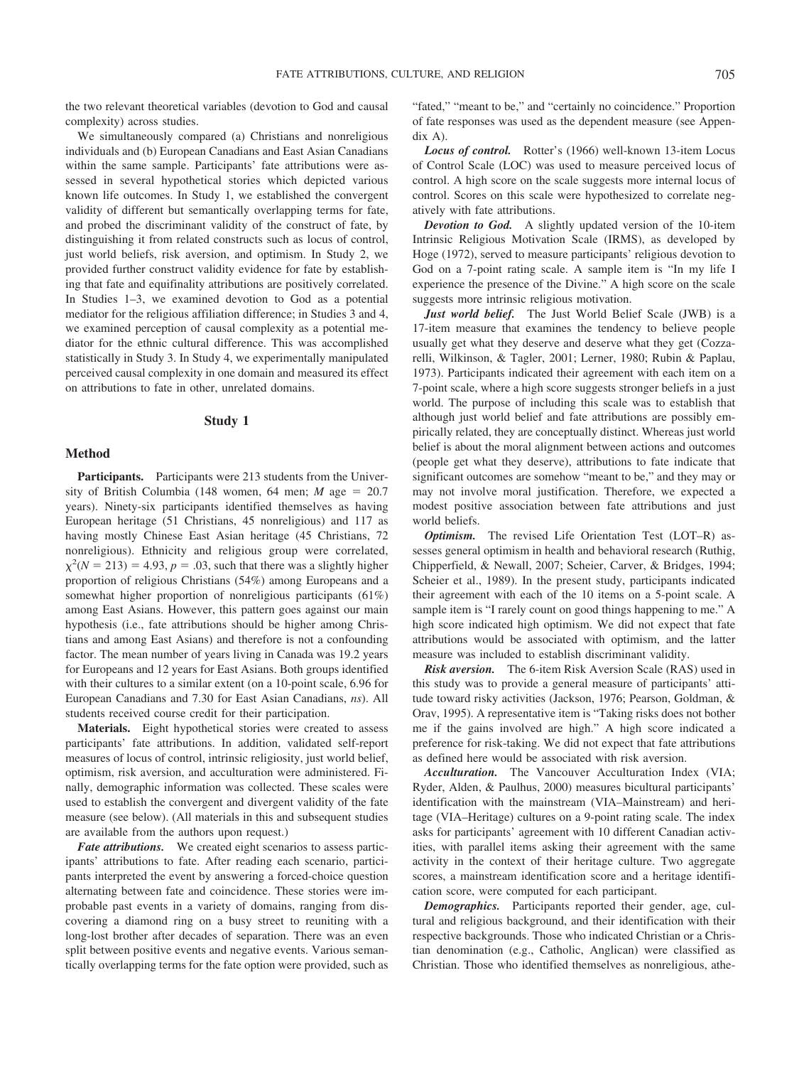the two relevant theoretical variables (devotion to God and causal complexity) across studies.

We simultaneously compared (a) Christians and nonreligious individuals and (b) European Canadians and East Asian Canadians within the same sample. Participants' fate attributions were assessed in several hypothetical stories which depicted various known life outcomes. In Study 1, we established the convergent validity of different but semantically overlapping terms for fate, and probed the discriminant validity of the construct of fate, by distinguishing it from related constructs such as locus of control, just world beliefs, risk aversion, and optimism. In Study 2, we provided further construct validity evidence for fate by establishing that fate and equifinality attributions are positively correlated. In Studies 1–3, we examined devotion to God as a potential mediator for the religious affiliation difference; in Studies 3 and 4, we examined perception of causal complexity as a potential mediator for the ethnic cultural difference. This was accomplished statistically in Study 3. In Study 4, we experimentally manipulated perceived causal complexity in one domain and measured its effect on attributions to fate in other, unrelated domains.

## Study 1

### Method

**Participants.** Participants were 213 students from the University of British Columbia (148 women, 64 men; *M* age = 20.7 years). Ninety-six participants identified themselves as having European heritage (51 Christians, 45 nonreligious) and 117 as having mostly Chinese East Asian heritage (45 Christians, 72 nonreligious). Ethnicity and religious group were correlated, $\chi^2(N = 213) = 4.93$, $p = .03$, such that there was a slightly higher proportion of religious Christians (54%) among Europeans and a somewhat higher proportion of nonreligious participants (61%) among East Asians. However, this pattern goes against our main hypothesis (i.e., fate attributions should be higher among Christians and among East Asians) and therefore is not a confounding factor. The mean number of years living in Canada was 19.2 years for Europeans and 12 years for East Asians. Both groups identified with their cultures to a similar extent (on a 10-point scale, 6.96 for European Canadians and 7.30 for East Asian Canadians, *ns*). All students received course credit for their participation.

**Materials.** Eight hypothetical stories were created to assess participants' fate attributions. In addition, validated self-report measures of locus of control, intrinsic religiosity, just world belief, optimism, risk aversion, and acculturation were administered. Finally, demographic information was collected. These scales were used to establish the convergent and divergent validity of the fate measure (see below). (All materials in this and subsequent studies are available from the authors upon request.)

***Fate attributions.*** We created eight scenarios to assess participants' attributions to fate. After reading each scenario, participants interpreted the event by answering a forced-choice question alternating between fate and coincidence. These stories were improbable past events in a variety of domains, ranging from discovering a diamond ring on a busy street to reuniting with a long-lost brother after decades of separation. There was an even split between positive events and negative events. Various semantically overlapping terms for the fate option were provided, such as "fated," "meant to be," and "certainly no coincidence." Proportion of fate responses was used as the dependent measure (see Appendix A).

***Locus of control.*** Rotter's (1966) well-known 13-item Locus of Control Scale (LOC) was used to measure perceived locus of control. A high score on the scale suggests more internal locus of control. Scores on this scale were hypothesized to correlate negatively with fate attributions.

***Devotion to God.*** A slightly updated version of the 10-item Intrinsic Religious Motivation Scale (IRMS), as developed by Hoge (1972), served to measure participants' religious devotion to God on a 7-point rating scale. A sample item is "In my life I experience the presence of the Divine." A high score on the scale suggests more intrinsic religious motivation.

***Just world belief.*** The Just World Belief Scale (JWB) is a 17-item measure that examines the tendency to believe people usually get what they deserve and deserve what they get (Cozzarelli, Wilkinson, & Tagler, 2001; Lerner, 1980; Rubin & Paplau, 1973). Participants indicated their agreement with each item on a 7-point scale, where a high score suggests stronger beliefs in a just world. The purpose of including this scale was to establish that although just world belief and fate attributions are possibly empirically related, they are conceptually distinct. Whereas just world belief is about the moral alignment between actions and outcomes (people get what they deserve), attributions to fate indicate that significant outcomes are somehow "meant to be," and they may or may not involve moral justification. Therefore, we expected a modest positive association between fate attributions and just world beliefs.

***Optimism.*** The revised Life Orientation Test (LOT–R) assesses general optimism in health and behavioral research (Ruthig, Chipperfield, & Newall, 2007; Scheier, Carver, & Bridges, 1994; Scheier et al., 1989). In the present study, participants indicated their agreement with each of the 10 items on a 5-point scale. A sample item is "I rarely count on good things happening to me." A high score indicated high optimism. We did not expect that fate attributions would be associated with optimism, and the latter measure was included to establish discriminant validity.

***Risk aversion.*** The 6-item Risk Aversion Scale (RAS) used in this study was to provide a general measure of participants' attitude toward risky activities (Jackson, 1976; Pearson, Goldman, & Orav, 1995). A representative item is "Taking risks does not bother me if the gains involved are high." A high score indicated a preference for risk-taking. We did not expect that fate attributions as defined here would be associated with risk aversion.

***Acculturation.*** The Vancouver Acculturation Index (VIA; Ryder, Alden, & Paulhus, 2000) measures bicultural participants' identification with the mainstream (VIA–Mainstream) and heritage (VIA–Heritage) cultures on a 9-point rating scale. The index asks for participants' agreement with 10 different Canadian activities, with parallel items asking their agreement with the same activity in the context of their heritage culture. Two aggregate scores, a mainstream identification score and a heritage identification score, were computed for each participant.

***Demographics.*** Participants reported their gender, age, cultural and religious background, and their identification with their respective backgrounds. Those who indicated Christian or a Christian denomination (e.g., Catholic, Anglican) were classified as Christian. Those who identified themselves as nonreligious, athe-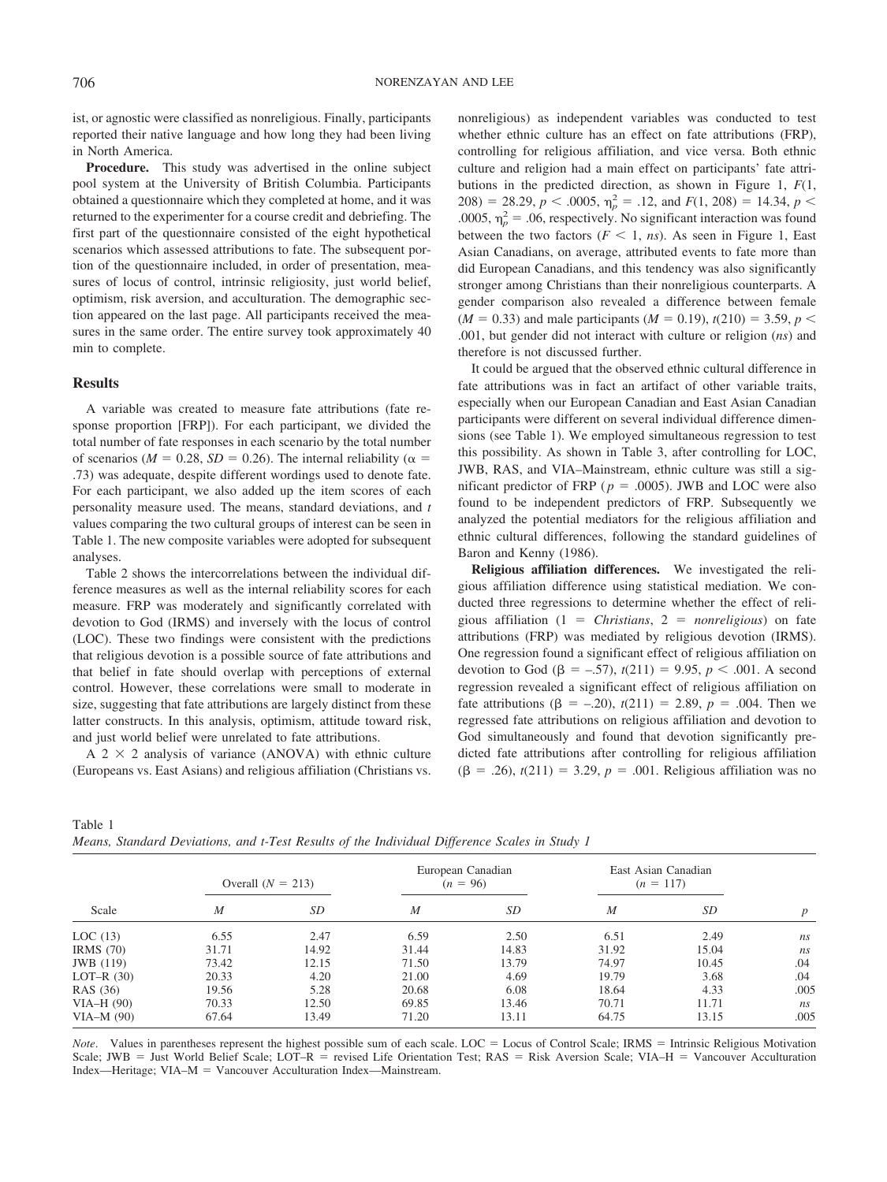ist, or agnostic were classified as nonreligious. Finally, participants reported their native language and how long they had been living in North America.

**Procedure.** This study was advertised in the online subject pool system at the University of British Columbia. Participants obtained a questionnaire which they completed at home, and it was returned to the experimenter for a course credit and debriefing. The first part of the questionnaire consisted of the eight hypothetical scenarios which assessed attributions to fate. The subsequent portion of the questionnaire included, in order of presentation, measures of locus of control, intrinsic religiosity, just world belief, optimism, risk aversion, and acculturation. The demographic section appeared on the last page. All participants received the measures in the same order. The entire survey took approximately 40 min to complete.

## Results

A variable was created to measure fate attributions (fate response proportion [FRP]). For each participant, we divided the total number of fate responses in each scenario by the total number of scenarios ($M = 0.28$, $SD = 0.26$). The internal reliability ($\alpha = .73$) was adequate, despite different wordings used to denote fate. For each participant, we also added up the item scores of each personality measure used. The means, standard deviations, and *t* values comparing the two cultural groups of interest can be seen in Table 1. The new composite variables were adopted for subsequent analyses.

Table 2 shows the intercorrelations between the individual difference measures as well as the internal reliability scores for each measure. FRP was moderately and significantly correlated with devotion to God (IRMS) and inversely with the locus of control (LOC). These two findings were consistent with the predictions that religious devotion is a possible source of fate attributions and that belief in fate should overlap with perceptions of external control. However, these correlations were small to moderate in size, suggesting that fate attributions are largely distinct from these latter constructs. In this analysis, optimism, attitude toward risk, and just world belief were unrelated to fate attributions.

A 2 × 2 analysis of variance (ANOVA) with ethnic culture (Europeans vs. East Asians) and religious affiliation (Christians vs. nonreligious) as independent variables was conducted to test whether ethnic culture has an effect on fate attributions (FRP), controlling for religious affiliation, and vice versa. Both ethnic culture and religion had a main effect on participants' fate attributions in the predicted direction, as shown in Figure 1, $F(1, 208) = 28.29$, $p < .0005$, $\eta_p^2 = .12$, and $F(1, 208) = 14.34$, $p < .0005$, $\eta_p^2 = .06$, respectively. No significant interaction was found between the two factors ($F < 1$, *ns*). As seen in Figure 1, East Asian Canadians, on average, attributed events to fate more than did European Canadians, and this tendency was also significantly stronger among Christians than their nonreligious counterparts. A gender comparison also revealed a difference between female ($M = 0.33$) and male participants ($M = 0.19$), $t(210) = 3.59$, $p < .001$, but gender did not interact with culture or religion (*ns*) and therefore is not discussed further.

It could be argued that the observed ethnic cultural difference in fate attributions was in fact an artifact of other variable traits, especially when our European Canadian and East Asian Canadian participants were different on several individual difference dimensions (see Table 1). We employed simultaneous regression to test this possibility. As shown in Table 3, after controlling for LOC, JWB, RAS, and VIA–Mainstream, ethnic culture was still a significant predictor of FRP ($p = .0005$). JWB and LOC were also found to be independent predictors of FRP. Subsequently we analyzed the potential mediators for the religious affiliation and ethnic cultural differences, following the standard guidelines of Baron and Kenny (1986).

**Religious affiliation differences.** We investigated the religious affiliation difference using statistical mediation. We conducted three regressions to determine whether the effect of religious affiliation (1 = *Christians*, 2 = *nonreligious*) on fate attributions (FRP) was mediated by religious devotion (IRMS). One regression found a significant effect of religious affiliation on devotion to God ($\beta = -.57$), $t(211) = 9.95$, $p < .001$. A second regression revealed a significant effect of religious affiliation on fate attributions ($\beta = -.20$), $t(211) = 2.89$, $p = .004$. Then we regressed fate attributions on religious affiliation and devotion to God simultaneously and found that devotion significantly predicted fate attributions after controlling for religious affiliation ($\beta = .26$), $t(211) = 3.29$, $p = .001$. Religious affiliation was no

Table 1
*Means, Standard Deviations, and t-Test Results of the Individual Difference Scales in Study 1*

| Scale | Overall ($N = 213$) | | European Canadian ($n = 96$) | | East Asian Canadian ($n = 117$) | | |
|---|---|---|---|---|---|---|---|
| | *M* | *SD* | *M* | *SD* | *M* | *SD* | *p* |
| LOC (13) | 6.55 | 2.47 | 6.59 | 2.50 | 6.51 | 2.49 | *ns* |
| IRMS (70) | 31.71 | 14.92 | 31.44 | 14.83 | 31.92 | 15.04 | *ns* |
| JWB (119) | 73.42 | 12.15 | 71.50 | 13.79 | 74.97 | 10.45 | .04 |
| LOT–R (30) | 20.33 | 4.20 | 21.00 | 4.69 | 19.79 | 3.68 | .04 |
| RAS (36) | 19.56 | 5.28 | 20.68 | 6.08 | 18.64 | 4.33 | .005 |
| VIA–H (90) | 70.33 | 12.50 | 69.85 | 13.46 | 70.71 | 11.71 | *ns* |
| VIA–M (90) | 67.64 | 13.49 | 71.20 | 13.11 | 64.75 | 13.15 | .005 |

*Note*. Values in parentheses represent the highest possible sum of each scale. LOC = Locus of Control Scale; IRMS = Intrinsic Religious Motivation Scale; JWB = Just World Belief Scale; LOT–R = revised Life Orientation Test; RAS = Risk Aversion Scale; VIA–H = Vancouver Acculturation Index—Heritage; VIA–M = Vancouver Acculturation Index—Mainstream.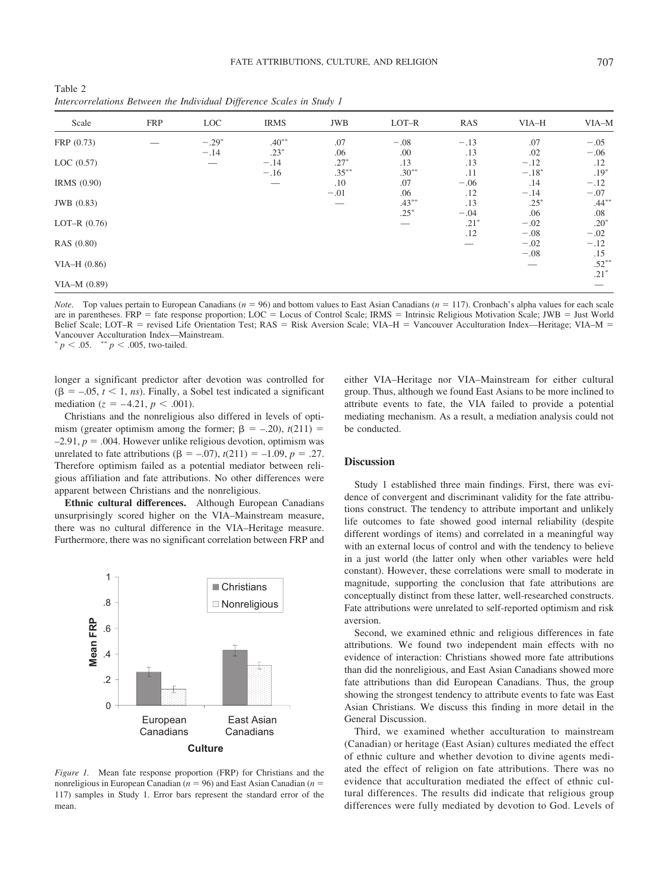Table 2
*Intercorrelations Between the Individual Difference Scales in Study 1*

| Scale | FRP | LOC | IRMS | JWB | LOT–R | RAS | VIA–H | VIA–M |
|---|---|---|---|---|---|---|---|---|
| FRP (0.73) | — | −.29* | .40** | .07 | −.08 | −.13 | .07 | −.05 |
| | | −.14 | .23* | .06 | .00 | .13 | .02 | −.06 |
| LOC (0.57) | | — | −.14 | .27* | .13 | .13 | −.12 | .12 |
| | | | −.16 | .35** | .30** | .11 | −.18* | .19* |
| IRMS (0.90) | | | — | .10 | .07 | −.06 | .14 | −.12 |
| | | | | −.01 | .06 | .12 | −.14 | −.07 |
| JWB (0.83) | | | | — | .43** | .13 | .25* | .44** |
| | | | | | .25* | −.04 | .06 | .08 |
| LOT–R (0.76) | | | | | — | .21* | −.02 | .20* |
| | | | | | | .12 | −.08 | −.02 |
| RAS (0.80) | | | | | | — | −.02 | −.12 |
| | | | | | | | −.08 | .15 |
| VIA–H (0.86) | | | | | | | — | .52** |
| | | | | | | | | .21* |
| VIA–M (0.89) | | | | | | | | — |

*Note.* Top values pertain to European Canadians ($n = 96$) and bottom values to East Asian Canadians ($n = 117$). Cronbach's alpha values for each scale are in parentheses. FRP = fate response proportion; LOC = Locus of Control Scale; IRMS = Intrinsic Religious Motivation Scale; JWB = Just World Belief Scale; LOT–R = revised Life Orientation Test; RAS = Risk Aversion Scale; VIA–H = Vancouver Acculturation Index—Heritage; VIA–M = Vancouver Acculturation Index—Mainstream.
* $p < .05$. ** $p < .005$, two-tailed.

longer a significant predictor after devotion was controlled for ($\beta = -.05$, $t < 1$, *ns*). Finally, a Sobel test indicated a significant mediation ($z = -4.21$, $p < .001$).

Christians and the nonreligious also differed in levels of optimism (greater optimism among the former; $\beta = -.20$), $t(211) = -2.91$, $p = .004$. However unlike religious devotion, optimism was unrelated to fate attributions ($\beta = -.07$), $t(211) = -1.09$, $p = .27$. Therefore optimism failed as a potential mediator between religious affiliation and fate attributions. No other differences were apparent between Christians and the nonreligious.

**Ethnic cultural differences.** Although European Canadians unsurprisingly scored higher on the VIA–Mainstream measure, there was no cultural difference in the VIA–Heritage measure. Furthermore, there was no significant correlation between FRP and either VIA–Heritage nor VIA–Mainstream for either cultural group. Thus, although we found East Asians to be more inclined to attribute events to fate, the VIA failed to provide a potential mediating mechanism. As a result, a mediation analysis could not be conducted.

*Figure 1.* Mean fate response proportion (FRP) for Christians and the nonreligious in European Canadian ($n = 96$) and East Asian Canadian ($n = 117$) samples in Study 1. Error bars represent the standard error of the mean.

## Discussion

Study 1 established three main findings. First, there was evidence of convergent and discriminant validity for the fate attributions construct. The tendency to attribute important and unlikely life outcomes to fate showed good internal reliability (despite different wordings of items) and correlated in a meaningful way with an external locus of control and with the tendency to believe in a just world (the latter only when other variables were held constant). However, these correlations were small to moderate in magnitude, supporting the conclusion that fate attributions are conceptually distinct from these latter, well-researched constructs. Fate attributions were unrelated to self-reported optimism and risk aversion.

Second, we examined ethnic and religious differences in fate attributions. We found two independent main effects with no evidence of interaction: Christians showed more fate attributions than did the nonreligious, and East Asian Canadians showed more fate attributions than did European Canadians. Thus, the group showing the strongest tendency to attribute events to fate was East Asian Christians. We discuss this finding in more detail in the General Discussion.

Third, we examined whether acculturation to mainstream (Canadian) or heritage (East Asian) cultures mediated the effect of ethnic culture and whether devotion to divine agents mediated the effect of religion on fate attributions. There was no evidence that acculturation mediated the effect of ethnic cultural differences. The results did indicate that religious group differences were fully mediated by devotion to God. Levels of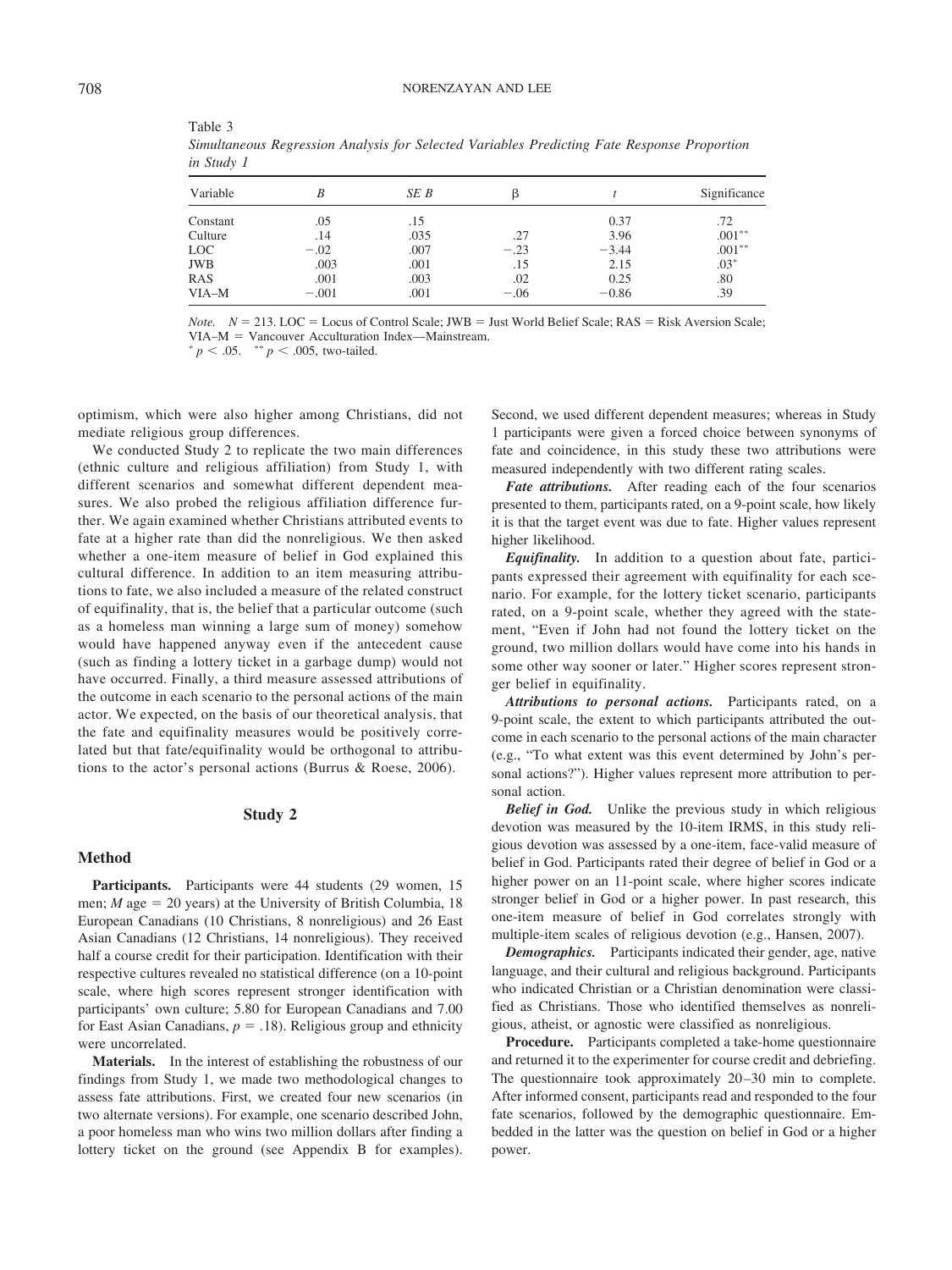Table 3
*Simultaneous Regression Analysis for Selected Variables Predicting Fate Response Proportion in Study 1*

| Variable | $B$ | $SE\ B$ | $\beta$ | $t$ | Significance |
|---|---|---|---|---|---|
| Constant | .05 | .15 | | 0.37 | .72 |
| Culture | .14 | .035 | .27 | 3.96 | .001** |
| LOC | −.02 | .007 | −.23 | −3.44 | .001** |
| JWB | .003 | .001 | .15 | 2.15 | .03* |
| RAS | .001 | .003 | .02 | 0.25 | .80 |
| VIA–M | −.001 | .001 | −.06 | −0.86 | .39 |

*Note.* $N = 213$. LOC = Locus of Control Scale; JWB = Just World Belief Scale; RAS = Risk Aversion Scale; VIA–M = Vancouver Acculturation Index—Mainstream.
* $p < .05$. ** $p < .005$, two-tailed.

optimism, which were also higher among Christians, did not mediate religious group differences.

We conducted Study 2 to replicate the two main differences (ethnic culture and religious affiliation) from Study 1, with different scenarios and somewhat different dependent measures. We also probed the religious affiliation difference further. We again examined whether Christians attributed events to fate at a higher rate than did the nonreligious. We then asked whether a one-item measure of belief in God explained this cultural difference. In addition to an item measuring attributions to fate, we also included a measure of the related construct of equifinality, that is, the belief that a particular outcome (such as a homeless man winning a large sum of money) somehow would have happened anyway even if the antecedent cause (such as finding a lottery ticket in a garbage dump) would not have occurred. Finally, a third measure assessed attributions of the outcome in each scenario to the personal actions of the main actor. We expected, on the basis of our theoretical analysis, that the fate and equifinality measures would be positively correlated but that fate/equifinality would be orthogonal to attributions to the actor's personal actions (Burrus & Roese, 2006).

## Study 2

### Method

**Participants.** Participants were 44 students (29 women, 15 men; $M$ age = 20 years) at the University of British Columbia, 18 European Canadians (10 Christians, 8 nonreligious) and 26 East Asian Canadians (12 Christians, 14 nonreligious). They received half a course credit for their participation. Identification with their respective cultures revealed no statistical difference (on a 10-point scale, where high scores represent stronger identification with participants' own culture; 5.80 for European Canadians and 7.00 for East Asian Canadians, $p = .18$). Religious group and ethnicity were uncorrelated.

**Materials.** In the interest of establishing the robustness of our findings from Study 1, we made two methodological changes to assess fate attributions. First, we created four new scenarios (in two alternate versions). For example, one scenario described John, a poor homeless man who wins two million dollars after finding a lottery ticket on the ground (see Appendix B for examples). Second, we used different dependent measures; whereas in Study 1 participants were given a forced choice between synonyms of fate and coincidence, in this study these two attributions were measured independently with two different rating scales.

***Fate attributions.*** After reading each of the four scenarios presented to them, participants rated, on a 9-point scale, how likely it is that the target event was due to fate. Higher values represent higher likelihood.

***Equifinality.*** In addition to a question about fate, participants expressed their agreement with equifinality for each scenario. For example, for the lottery ticket scenario, participants rated, on a 9-point scale, whether they agreed with the statement, "Even if John had not found the lottery ticket on the ground, two million dollars would have come into his hands in some other way sooner or later." Higher scores represent stronger belief in equifinality.

***Attributions to personal actions.*** Participants rated, on a 9-point scale, the extent to which participants attributed the outcome in each scenario to the personal actions of the main character (e.g., "To what extent was this event determined by John's personal actions?"). Higher values represent more attribution to personal action.

***Belief in God.*** Unlike the previous study in which religious devotion was measured by the 10-item IRMS, in this study religious devotion was assessed by a one-item, face-valid measure of belief in God. Participants rated their degree of belief in God or a higher power on an 11-point scale, where higher scores indicate stronger belief in God or a higher power. In past research, this one-item measure of belief in God correlates strongly with multiple-item scales of religious devotion (e.g., Hansen, 2007).

***Demographics.*** Participants indicated their gender, age, native language, and their cultural and religious background. Participants who indicated Christian or a Christian denomination were classified as Christians. Those who identified themselves as nonreligious, atheist, or agnostic were classified as nonreligious.

**Procedure.** Participants completed a take-home questionnaire and returned it to the experimenter for course credit and debriefing. The questionnaire took approximately 20–30 min to complete. After informed consent, participants read and responded to the four fate scenarios, followed by the demographic questionnaire. Embedded in the latter was the question on belief in God or a higher power.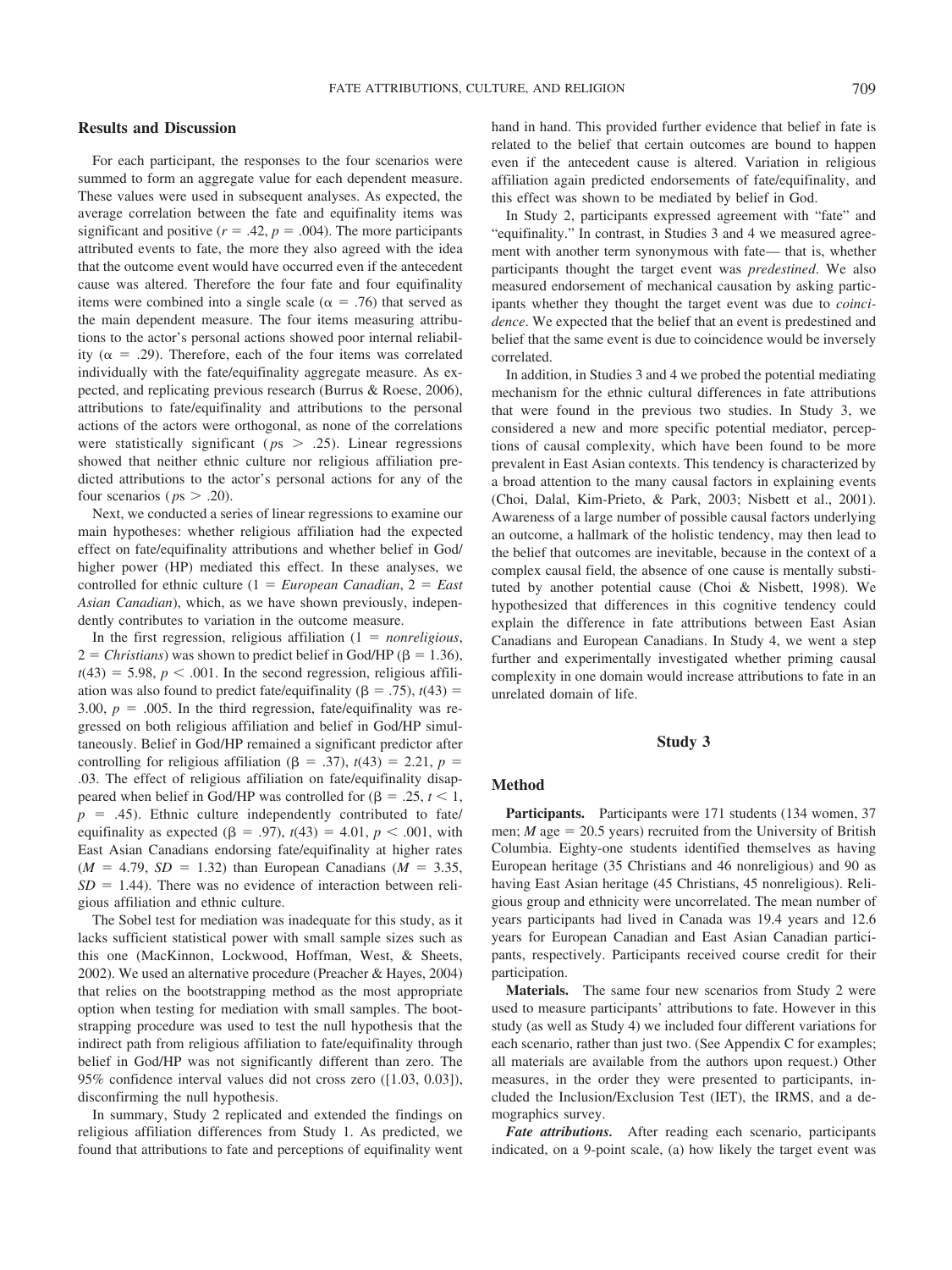## Results and Discussion

For each participant, the responses to the four scenarios were summed to form an aggregate value for each dependent measure. These values were used in subsequent analyses. As expected, the average correlation between the fate and equifinality items was significant and positive ($r = .42$, $p = .004$). The more participants attributed events to fate, the more they also agreed with the idea that the outcome event would have occurred even if the antecedent cause was altered. Therefore the four fate and four equifinality items were combined into a single scale ($\alpha = .76$) that served as the main dependent measure. The four items measuring attributions to the actor's personal actions showed poor internal reliability ($\alpha = .29$). Therefore, each of the four items was correlated individually with the fate/equifinality aggregate measure. As expected, and replicating previous research (Burrus & Roese, 2006), attributions to fate/equifinality and attributions to the personal actions of the actors were orthogonal, as none of the correlations were statistically significant ($ps > .25$). Linear regressions showed that neither ethnic culture nor religious affiliation predicted attributions to the actor's personal actions for any of the four scenarios ($ps > .20$).

Next, we conducted a series of linear regressions to examine our main hypotheses: whether religious affiliation had the expected effect on fate/equifinality attributions and whether belief in God/higher power (HP) mediated this effect. In these analyses, we controlled for ethnic culture (1 = *European Canadian*, 2 = *East Asian Canadian*), which, as we have shown previously, independently contributes to variation in the outcome measure.

In the first regression, religious affiliation (1 = *nonreligious*, 2 = *Christians*) was shown to predict belief in God/HP ($\beta = 1.36$), $t(43) = 5.98$, $p < .001$. In the second regression, religious affiliation was also found to predict fate/equifinality ($\beta = .75$), $t(43) = 3.00$, $p = .005$. In the third regression, fate/equifinality was regressed on both religious affiliation and belief in God/HP simultaneously. Belief in God/HP remained a significant predictor after controlling for religious affiliation ($\beta = .37$), $t(43) = 2.21$, $p = .03$. The effect of religious affiliation on fate/equifinality disappeared when belief in God/HP was controlled for ($\beta = .25$, $t < 1$, $p = .45$). Ethnic culture independently contributed to fate/equifinality as expected ($\beta = .97$), $t(43) = 4.01$, $p < .001$, with East Asian Canadians endorsing fate/equifinality at higher rates ($M = 4.79$, $SD = 1.32$) than European Canadians ($M = 3.35$, $SD = 1.44$). There was no evidence of interaction between religious affiliation and ethnic culture.

The Sobel test for mediation was inadequate for this study, as it lacks sufficient statistical power with small sample sizes such as this one (MacKinnon, Lockwood, Hoffman, West, & Sheets, 2002). We used an alternative procedure (Preacher & Hayes, 2004) that relies on the bootstrapping method as the most appropriate option when testing for mediation with small samples. The bootstrapping procedure was used to test the null hypothesis that the indirect path from religious affiliation to fate/equifinality through belief in God/HP was not significantly different than zero. The 95% confidence interval values did not cross zero ([1.03, 0.03]), disconfirming the null hypothesis.

In summary, Study 2 replicated and extended the findings on religious affiliation differences from Study 1. As predicted, we found that attributions to fate and perceptions of equifinality went hand in hand. This provided further evidence that belief in fate is related to the belief that certain outcomes are bound to happen even if the antecedent cause is altered. Variation in religious affiliation again predicted endorsements of fate/equifinality, and this effect was shown to be mediated by belief in God.

In Study 2, participants expressed agreement with "fate" and "equifinality." In contrast, in Studies 3 and 4 we measured agreement with another term synonymous with fate— that is, whether participants thought the target event was *predestined*. We also measured endorsement of mechanical causation by asking participants whether they thought the target event was due to *coincidence*. We expected that the belief that an event is predestined and belief that the same event is due to coincidence would be inversely correlated.

In addition, in Studies 3 and 4 we probed the potential mediating mechanism for the ethnic cultural differences in fate attributions that were found in the previous two studies. In Study 3, we considered a new and more specific potential mediator, perceptions of causal complexity, which have been found to be more prevalent in East Asian contexts. This tendency is characterized by a broad attention to the many causal factors in explaining events (Choi, Dalal, Kim-Prieto, & Park, 2003; Nisbett et al., 2001). Awareness of a large number of possible causal factors underlying an outcome, a hallmark of the holistic tendency, may then lead to the belief that outcomes are inevitable, because in the context of a complex causal field, the absence of one cause is mentally substituted by another potential cause (Choi & Nisbett, 1998). We hypothesized that differences in this cognitive tendency could explain the difference in fate attributions between East Asian Canadians and European Canadians. In Study 4, we went a step further and experimentally investigated whether priming causal complexity in one domain would increase attributions to fate in an unrelated domain of life.

## Study 3

## Method

**Participants.** Participants were 171 students (134 women, 37 men; $M$ age = 20.5 years) recruited from the University of British Columbia. Eighty-one students identified themselves as having European heritage (35 Christians and 46 nonreligious) and 90 as having East Asian heritage (45 Christians, 45 nonreligious). Religious group and ethnicity were uncorrelated. The mean number of years participants had lived in Canada was 19.4 years and 12.6 years for European Canadian and East Asian Canadian participants, respectively. Participants received course credit for their participation.

**Materials.** The same four new scenarios from Study 2 were used to measure participants' attributions to fate. However in this study (as well as Study 4) we included four different variations for each scenario, rather than just two. (See Appendix C for examples; all materials are available from the authors upon request.) Other measures, in the order they were presented to participants, included the Inclusion/Exclusion Test (IET), the IRMS, and a demographics survey.

***Fate attributions.*** After reading each scenario, participants indicated, on a 9-point scale, (a) how likely the target event was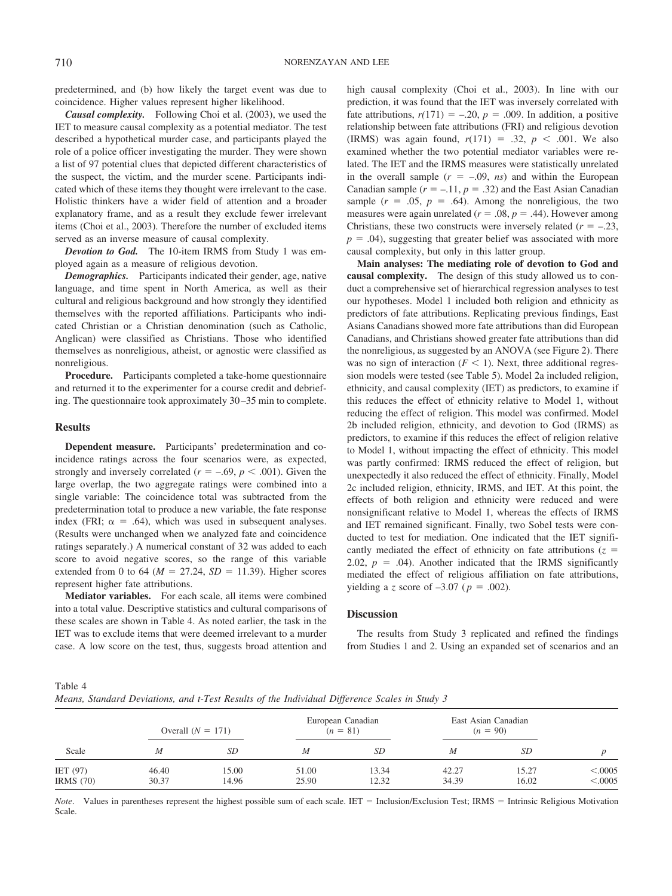predetermined, and (b) how likely the target event was due to coincidence. Higher values represent higher likelihood.

***Causal complexity.*** Following Choi et al. (2003), we used the IET to measure causal complexity as a potential mediator. The test described a hypothetical murder case, and participants played the role of a police officer investigating the murder. They were shown a list of 97 potential clues that depicted different characteristics of the suspect, the victim, and the murder scene. Participants indicated which of these items they thought were irrelevant to the case. Holistic thinkers have a wider field of attention and a broader explanatory frame, and as a result they exclude fewer irrelevant items (Choi et al., 2003). Therefore the number of excluded items served as an inverse measure of causal complexity.

***Devotion to God.*** The 10-item IRMS from Study 1 was employed again as a measure of religious devotion.

***Demographics.*** Participants indicated their gender, age, native language, and time spent in North America, as well as their cultural and religious background and how strongly they identified themselves with the reported affiliations. Participants who indicated Christian or a Christian denomination (such as Catholic, Anglican) were classified as Christians. Those who identified themselves as nonreligious, atheist, or agnostic were classified as nonreligious.

**Procedure.** Participants completed a take-home questionnaire and returned it to the experimenter for a course credit and debriefing. The questionnaire took approximately 30–35 min to complete.

## Results

**Dependent measure.** Participants' predetermination and coincidence ratings across the four scenarios were, as expected, strongly and inversely correlated ($r = -.69$, $p < .001$). Given the large overlap, the two aggregate ratings were combined into a single variable: The coincidence total was subtracted from the predetermination total to produce a new variable, the fate response index (FRI; $\alpha = .64$), which was used in subsequent analyses. (Results were unchanged when we analyzed fate and coincidence ratings separately.) A numerical constant of 32 was added to each score to avoid negative scores, so the range of this variable extended from 0 to 64 ($M = 27.24$, $SD = 11.39$). Higher scores represent higher fate attributions.

**Mediator variables.** For each scale, all items were combined into a total value. Descriptive statistics and cultural comparisons of these scales are shown in Table 4. As noted earlier, the task in the IET was to exclude items that were deemed irrelevant to a murder case. A low score on the test, thus, suggests broad attention and high causal complexity (Choi et al., 2003). In line with our prediction, it was found that the IET was inversely correlated with fate attributions, $r(171) = -.20$, $p = .009$. In addition, a positive relationship between fate attributions (FRI) and religious devotion (IRMS) was again found, $r(171) = .32$, $p < .001$. We also examined whether the two potential mediator variables were related. The IET and the IRMS measures were statistically unrelated in the overall sample ($r = -.09$, *ns*) and within the European Canadian sample ($r = -.11$, $p = .32$) and the East Asian Canadian sample ($r = .05$, $p = .64$). Among the nonreligious, the two measures were again unrelated ($r = .08$, $p = .44$). However among Christians, these two constructs were inversely related ($r = -.23$, $p = .04$), suggesting that greater belief was associated with more causal complexity, but only in this latter group.

**Main analyses: The mediating role of devotion to God and causal complexity.** The design of this study allowed us to conduct a comprehensive set of hierarchical regression analyses to test our hypotheses. Model 1 included both religion and ethnicity as predictors of fate attributions. Replicating previous findings, East Asians Canadians showed more fate attributions than did European Canadians, and Christians showed greater fate attributions than did the nonreligious, as suggested by an ANOVA (see Figure 2). There was no sign of interaction ($F < 1$). Next, three additional regression models were tested (see Table 5). Model 2a included religion, ethnicity, and causal complexity (IET) as predictors, to examine if this reduces the effect of ethnicity relative to Model 1, without reducing the effect of religion. This model was confirmed. Model 2b included religion, ethnicity, and devotion to God (IRMS) as predictors, to examine if this reduces the effect of religion relative to Model 1, without impacting the effect of ethnicity. This model was partly confirmed: IRMS reduced the effect of religion, but unexpectedly it also reduced the effect of ethnicity. Finally, Model 2c included religion, ethnicity, IRMS, and IET. At this point, the effects of both religion and ethnicity were reduced and were nonsignificant relative to Model 1, whereas the effects of IRMS and IET remained significant. Finally, two Sobel tests were conducted to test for mediation. One indicated that the IET significantly mediated the effect of ethnicity on fate attributions ($z = 2.02$, $p = .04$). Another indicated that the IRMS significantly mediated the effect of religious affiliation on fate attributions, yielding a $z$ score of $-3.07$ ($p = .002$).

## Discussion

The results from Study 3 replicated and refined the findings from Studies 1 and 2. Using an expanded set of scenarios and an

Table 4
*Means, Standard Deviations, and t-Test Results of the Individual Difference Scales in Study 3*

| Scale | Overall ($N = 171$) | | European Canadian ($n = 81$) | | East Asian Canadian ($n = 90$) | | |
|---|---|---|---|---|---|---|---|
| | *M* | *SD* | *M* | *SD* | *M* | *SD* | *p* |
| IET (97) | 46.40 | 15.00 | 51.00 | 13.34 | 42.27 | 15.27 | <.0005 |
| IRMS (70) | 30.37 | 14.96 | 25.90 | 12.32 | 34.39 | 16.02 | <.0005 |

*Note*. Values in parentheses represent the highest possible sum of each scale. IET = Inclusion/Exclusion Test; IRMS = Intrinsic Religious Motivation Scale.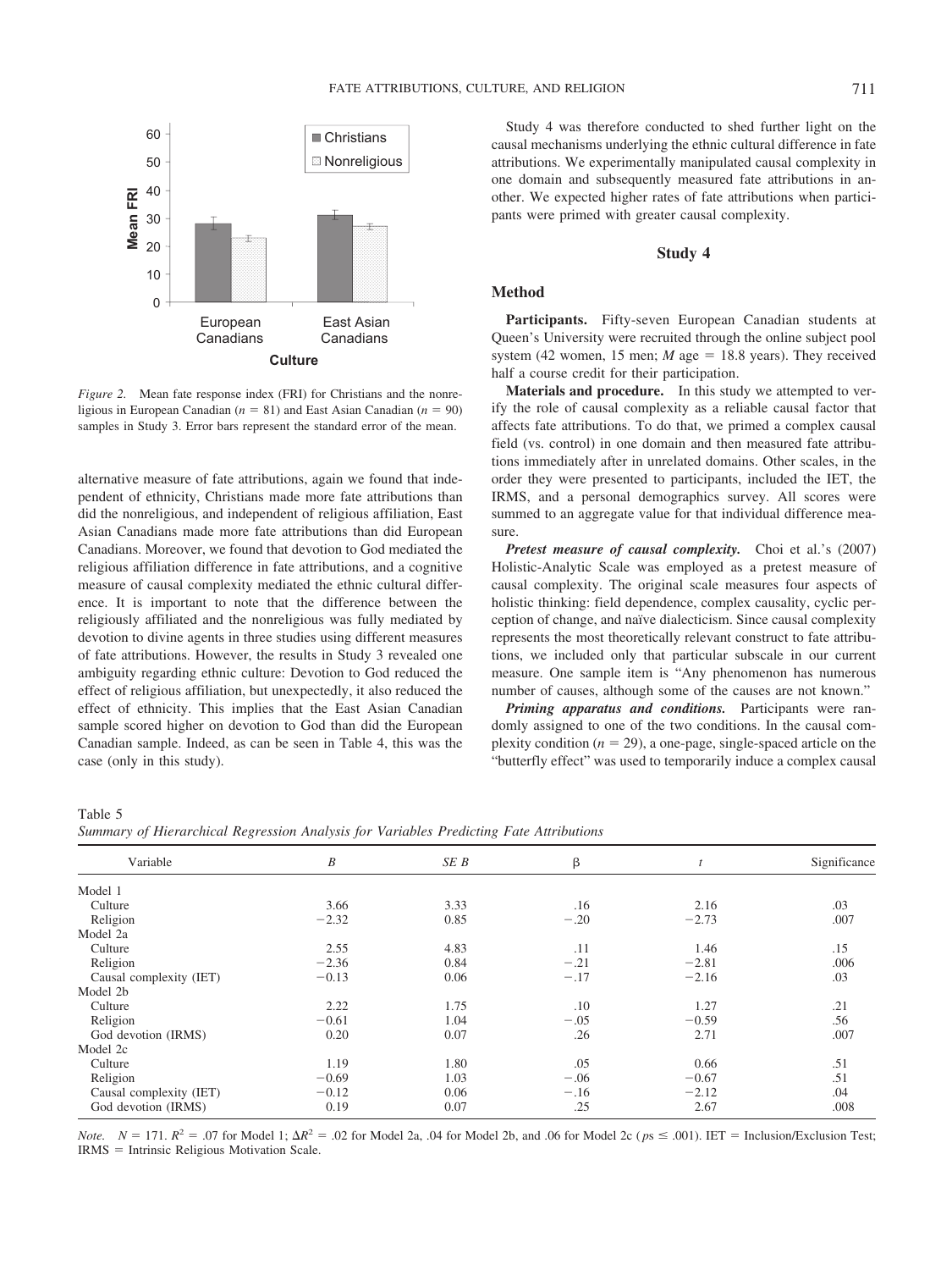*Figure 2.* Mean fate response index (FRI) for Christians and the nonreligious in European Canadian ($n = 81$) and East Asian Canadian ($n = 90$) samples in Study 3. Error bars represent the standard error of the mean.

alternative measure of fate attributions, again we found that independent of ethnicity, Christians made more fate attributions than did the nonreligious, and independent of religious affiliation, East Asian Canadians made more fate attributions than did European Canadians. Moreover, we found that devotion to God mediated the religious affiliation difference in fate attributions, and a cognitive measure of causal complexity mediated the ethnic cultural difference. It is important to note that the difference between the religiously affiliated and the nonreligious was fully mediated by devotion to divine agents in three studies using different measures of fate attributions. However, the results in Study 3 revealed one ambiguity regarding ethnic culture: Devotion to God reduced the effect of religious affiliation, but unexpectedly, it also reduced the effect of ethnicity. This implies that the East Asian Canadian sample scored higher on devotion to God than did the European Canadian sample. Indeed, as can be seen in Table 4, this was the case (only in this study).

Study 4 was therefore conducted to shed further light on the causal mechanisms underlying the ethnic cultural difference in fate attributions. We experimentally manipulated causal complexity in one domain and subsequently measured fate attributions in another. We expected higher rates of fate attributions when participants were primed with greater causal complexity.

## Study 4

### Method

**Participants.** Fifty-seven European Canadian students at Queen's University were recruited through the online subject pool system (42 women, 15 men; $M$ age = 18.8 years). They received half a course credit for their participation.

**Materials and procedure.** In this study we attempted to verify the role of causal complexity as a reliable causal factor that affects fate attributions. To do that, we primed a complex causal field (vs. control) in one domain and then measured fate attributions immediately after in unrelated domains. Other scales, in the order they were presented to participants, included the IET, the IRMS, and a personal demographics survey. All scores were summed to an aggregate value for that individual difference measure.

***Pretest measure of causal complexity.*** Choi et al.'s (2007) Holistic-Analytic Scale was employed as a pretest measure of causal complexity. The original scale measures four aspects of holistic thinking: field dependence, complex causality, cyclic perception of change, and naïve dialecticism. Since causal complexity represents the most theoretically relevant construct to fate attributions, we included only that particular subscale in our current measure. One sample item is "Any phenomenon has numerous number of causes, although some of the causes are not known."

***Priming apparatus and conditions.*** Participants were randomly assigned to one of the two conditions. In the causal complexity condition ($n = 29$), a one-page, single-spaced article on the "butterfly effect" was used to temporarily induce a complex causal

Table 5
*Summary of Hierarchical Regression Analysis for Variables Predicting Fate Attributions*

| Variable | $B$ | $SE\ B$ | $\beta$ | $t$ | Significance |
|---|---|---|---|---|---|
| Model 1 | | | | | |
| Culture | 3.66 | 3.33 | .16 | 2.16 | .03 |
| Religion | −2.32 | 0.85 | −.20 | −2.73 | .007 |
| Model 2a | | | | | |
| Culture | 2.55 | 4.83 | .11 | 1.46 | .15 |
| Religion | −2.36 | 0.84 | −.21 | −2.81 | .006 |
| Causal complexity (IET) | −0.13 | 0.06 | −.17 | −2.16 | .03 |
| Model 2b | | | | | |
| Culture | 2.22 | 1.75 | .10 | 1.27 | .21 |
| Religion | −0.61 | 1.04 | −.05 | −0.59 | .56 |
| God devotion (IRMS) | 0.20 | 0.07 | .26 | 2.71 | .007 |
| Model 2c | | | | | |
| Culture | 1.19 | 1.80 | .05 | 0.66 | .51 |
| Religion | −0.69 | 1.03 | −.06 | −0.67 | .51 |
| Causal complexity (IET) | −0.12 | 0.06 | −.16 | −2.12 | .04 |
| God devotion (IRMS) | 0.19 | 0.07 | .25 | 2.67 | .008 |

*Note.* $N = 171$. $R^2 = .07$ for Model 1; $\Delta R^2 = .02$ for Model 2a, .04 for Model 2b, and .06 for Model 2c ($ps \leq .001$). IET = Inclusion/Exclusion Test; IRMS = Intrinsic Religious Motivation Scale.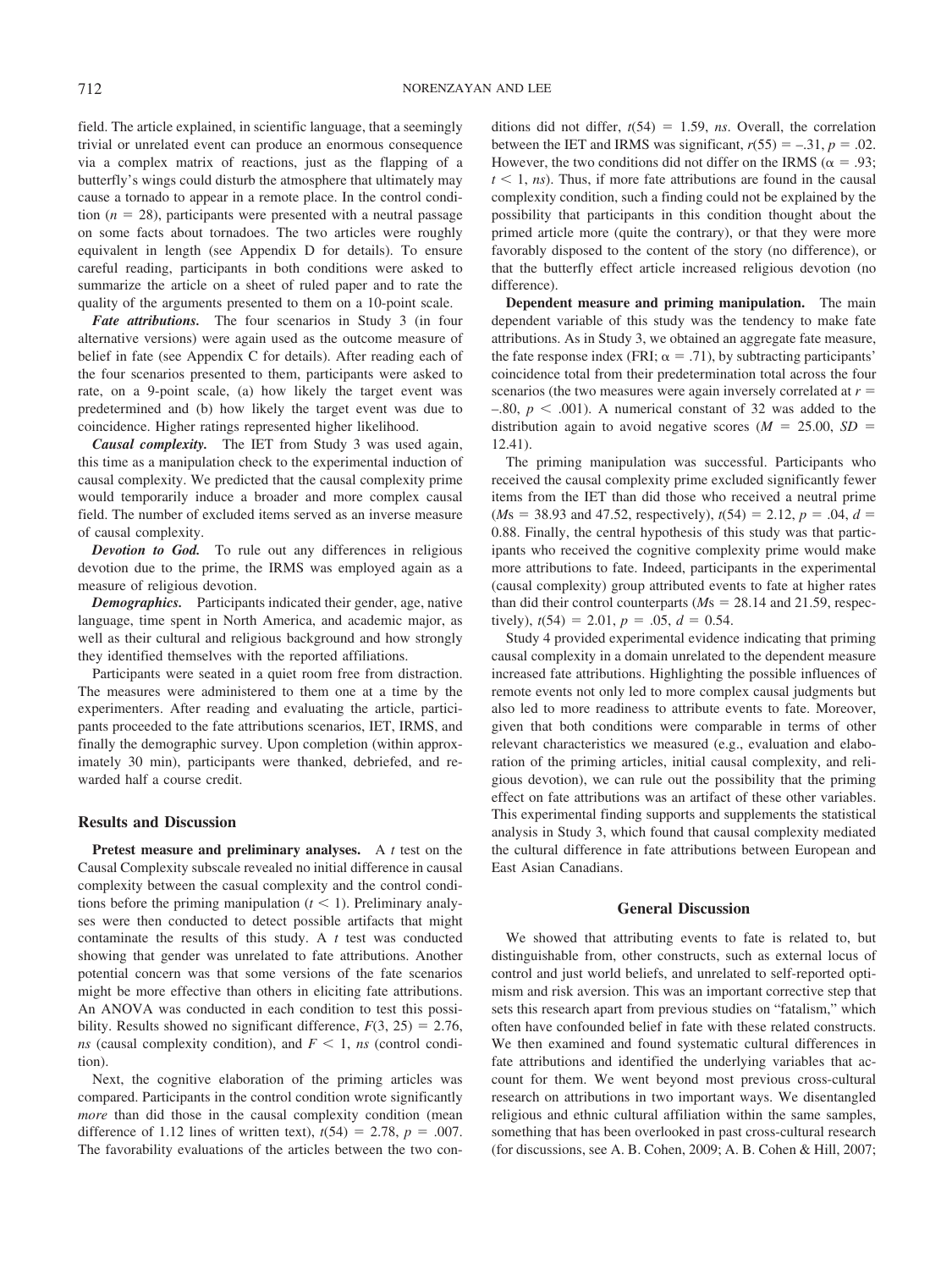field. The article explained, in scientific language, that a seemingly trivial or unrelated event can produce an enormous consequence via a complex matrix of reactions, just as the flapping of a butterfly's wings could disturb the atmosphere that ultimately may cause a tornado to appear in a remote place. In the control condition ($n = 28$), participants were presented with a neutral passage on some facts about tornadoes. The two articles were roughly equivalent in length (see Appendix D for details). To ensure careful reading, participants in both conditions were asked to summarize the article on a sheet of ruled paper and to rate the quality of the arguments presented to them on a 10-point scale.

***Fate attributions.*** The four scenarios in Study 3 (in four alternative versions) were again used as the outcome measure of belief in fate (see Appendix C for details). After reading each of the four scenarios presented to them, participants were asked to rate, on a 9-point scale, (a) how likely the target event was predetermined and (b) how likely the target event was due to coincidence. Higher ratings represented higher likelihood.

***Causal complexity.*** The IET from Study 3 was used again, this time as a manipulation check to the experimental induction of causal complexity. We predicted that the causal complexity prime would temporarily induce a broader and more complex causal field. The number of excluded items served as an inverse measure of causal complexity.

***Devotion to God.*** To rule out any differences in religious devotion due to the prime, the IRMS was employed again as a measure of religious devotion.

***Demographics.*** Participants indicated their gender, age, native language, time spent in North America, and academic major, as well as their cultural and religious background and how strongly they identified themselves with the reported affiliations.

Participants were seated in a quiet room free from distraction. The measures were administered to them one at a time by the experimenters. After reading and evaluating the article, participants proceeded to the fate attributions scenarios, IET, IRMS, and finally the demographic survey. Upon completion (within approximately 30 min), participants were thanked, debriefed, and rewarded half a course credit.

## Results and Discussion

**Pretest measure and preliminary analyses.** A $t$ test on the Causal Complexity subscale revealed no initial difference in causal complexity between the casual complexity and the control conditions before the priming manipulation ($t < 1$). Preliminary analyses were then conducted to detect possible artifacts that might contaminate the results of this study. A $t$ test was conducted showing that gender was unrelated to fate attributions. Another potential concern was that some versions of the fate scenarios might be more effective than others in eliciting fate attributions. An ANOVA was conducted in each condition to test this possibility. Results showed no significant difference, $F(3, 25) = 2.76$, *ns* (causal complexity condition), and $F < 1$, *ns* (control condition).

Next, the cognitive elaboration of the priming articles was compared. Participants in the control condition wrote significantly *more* than did those in the causal complexity condition (mean difference of 1.12 lines of written text), $t(54) = 2.78$, $p = .007$. The favorability evaluations of the articles between the two conditions did not differ, $t(54) = 1.59$, *ns*. Overall, the correlation between the IET and IRMS was significant, $r(55) = -.31$, $p = .02$. However, the two conditions did not differ on the IRMS ($\alpha = .93$; $t < 1$, *ns*). Thus, if more fate attributions are found in the causal complexity condition, such a finding could not be explained by the possibility that participants in this condition thought about the primed article more (quite the contrary), or that they were more favorably disposed to the content of the story (no difference), or that the butterfly effect article increased religious devotion (no difference).

**Dependent measure and priming manipulation.** The main dependent variable of this study was the tendency to make fate attributions. As in Study 3, we obtained an aggregate fate measure, the fate response index (FRI; $\alpha = .71$), by subtracting participants' coincidence total from their predetermination total across the four scenarios (the two measures were again inversely correlated at $r = -.80$, $p < .001$). A numerical constant of 32 was added to the distribution again to avoid negative scores ($M = 25.00$, $SD = 12.41$).

The priming manipulation was successful. Participants who received the causal complexity prime excluded significantly fewer items from the IET than did those who received a neutral prime ($M$s = 38.93 and 47.52, respectively), $t(54) = 2.12$, $p = .04$, $d = 0.88$. Finally, the central hypothesis of this study was that participants who received the cognitive complexity prime would make more attributions to fate. Indeed, participants in the experimental (causal complexity) group attributed events to fate at higher rates than did their control counterparts ($M$s = 28.14 and 21.59, respectively), $t(54) = 2.01$, $p = .05$, $d = 0.54$.

Study 4 provided experimental evidence indicating that priming causal complexity in a domain unrelated to the dependent measure increased fate attributions. Highlighting the possible influences of remote events not only led to more complex causal judgments but also led to more readiness to attribute events to fate. Moreover, given that both conditions were comparable in terms of other relevant characteristics we measured (e.g., evaluation and elaboration of the priming articles, initial causal complexity, and religious devotion), we can rule out the possibility that the priming effect on fate attributions was an artifact of these other variables. This experimental finding supports and supplements the statistical analysis in Study 3, which found that causal complexity mediated the cultural difference in fate attributions between European and East Asian Canadians.

# General Discussion

We showed that attributing events to fate is related to, but distinguishable from, other constructs, such as external locus of control and just world beliefs, and unrelated to self-reported optimism and risk aversion. This was an important corrective step that sets this research apart from previous studies on "fatalism," which often have confounded belief in fate with these related constructs. We then examined and found systematic cultural differences in fate attributions and identified the underlying variables that account for them. We went beyond most previous cross-cultural research on attributions in two important ways. We disentangled religious and ethnic cultural affiliation within the same samples, something that has been overlooked in past cross-cultural research (for discussions, see A. B. Cohen, 2009; A. B. Cohen & Hill, 2007;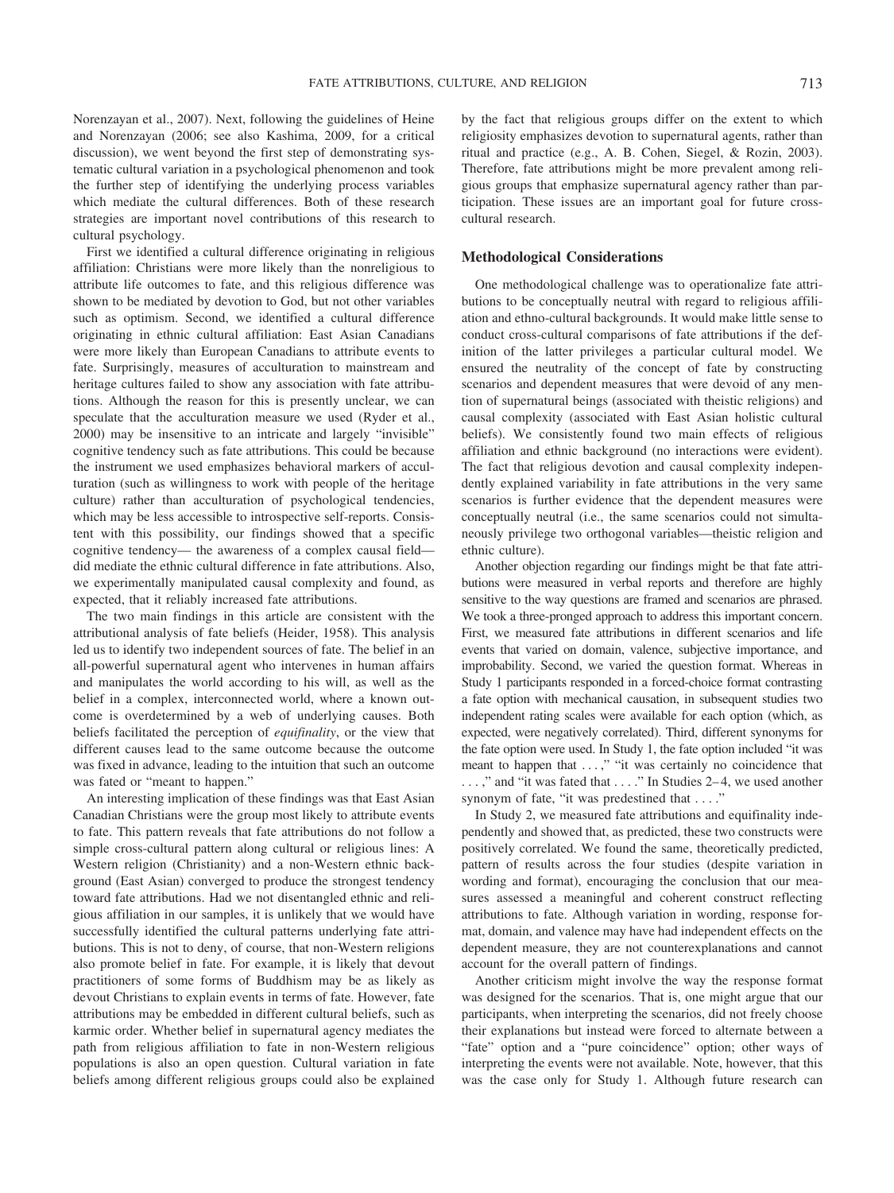Norenzayan et al., 2007). Next, following the guidelines of Heine and Norenzayan (2006; see also Kashima, 2009, for a critical discussion), we went beyond the first step of demonstrating systematic cultural variation in a psychological phenomenon and took the further step of identifying the underlying process variables which mediate the cultural differences. Both of these research strategies are important novel contributions of this research to cultural psychology.

First we identified a cultural difference originating in religious affiliation: Christians were more likely than the nonreligious to attribute life outcomes to fate, and this religious difference was shown to be mediated by devotion to God, but not other variables such as optimism. Second, we identified a cultural difference originating in ethnic cultural affiliation: East Asian Canadians were more likely than European Canadians to attribute events to fate. Surprisingly, measures of acculturation to mainstream and heritage cultures failed to show any association with fate attributions. Although the reason for this is presently unclear, we can speculate that the acculturation measure we used (Ryder et al., 2000) may be insensitive to an intricate and largely "invisible" cognitive tendency such as fate attributions. This could be because the instrument we used emphasizes behavioral markers of acculturation (such as willingness to work with people of the heritage culture) rather than acculturation of psychological tendencies, which may be less accessible to introspective self-reports. Consistent with this possibility, our findings showed that a specific cognitive tendency— the awareness of a complex causal field— did mediate the ethnic cultural difference in fate attributions. Also, we experimentally manipulated causal complexity and found, as expected, that it reliably increased fate attributions.

The two main findings in this article are consistent with the attributional analysis of fate beliefs (Heider, 1958). This analysis led us to identify two independent sources of fate. The belief in an all-powerful supernatural agent who intervenes in human affairs and manipulates the world according to his will, as well as the belief in a complex, interconnected world, where a known outcome is overdetermined by a web of underlying causes. Both beliefs facilitated the perception of *equifinality*, or the view that different causes lead to the same outcome because the outcome was fixed in advance, leading to the intuition that such an outcome was fated or "meant to happen."

An interesting implication of these findings was that East Asian Canadian Christians were the group most likely to attribute events to fate. This pattern reveals that fate attributions do not follow a simple cross-cultural pattern along cultural or religious lines: A Western religion (Christianity) and a non-Western ethnic background (East Asian) converged to produce the strongest tendency toward fate attributions. Had we not disentangled ethnic and religious affiliation in our samples, it is unlikely that we would have successfully identified the cultural patterns underlying fate attributions. This is not to deny, of course, that non-Western religions also promote belief in fate. For example, it is likely that devout practitioners of some forms of Buddhism may be as likely as devout Christians to explain events in terms of fate. However, fate attributions may be embedded in different cultural beliefs, such as karmic order. Whether belief in supernatural agency mediates the path from religious affiliation to fate in non-Western religious populations is also an open question. Cultural variation in fate beliefs among different religious groups could also be explained by the fact that religious groups differ on the extent to which religiosity emphasizes devotion to supernatural agents, rather than ritual and practice (e.g., A. B. Cohen, Siegel, & Rozin, 2003). Therefore, fate attributions might be more prevalent among religious groups that emphasize supernatural agency rather than participation. These issues are an important goal for future cross-cultural research.

## Methodological Considerations

One methodological challenge was to operationalize fate attributions to be conceptually neutral with regard to religious affiliation and ethno-cultural backgrounds. It would make little sense to conduct cross-cultural comparisons of fate attributions if the definition of the latter privileges a particular cultural model. We ensured the neutrality of the concept of fate by constructing scenarios and dependent measures that were devoid of any mention of supernatural beings (associated with theistic religions) and causal complexity (associated with East Asian holistic cultural beliefs). We consistently found two main effects of religious affiliation and ethnic background (no interactions were evident). The fact that religious devotion and causal complexity independently explained variability in fate attributions in the very same scenarios is further evidence that the dependent measures were conceptually neutral (i.e., the same scenarios could not simultaneously privilege two orthogonal variables—theistic religion and ethnic culture).

Another objection regarding our findings might be that fate attributions were measured in verbal reports and therefore are highly sensitive to the way questions are framed and scenarios are phrased. We took a three-pronged approach to address this important concern. First, we measured fate attributions in different scenarios and life events that varied on domain, valence, subjective importance, and improbability. Second, we varied the question format. Whereas in Study 1 participants responded in a forced-choice format contrasting a fate option with mechanical causation, in subsequent studies two independent rating scales were available for each option (which, as expected, were negatively correlated). Third, different synonyms for the fate option were used. In Study 1, the fate option included "it was meant to happen that . . . ," "it was certainly no coincidence that . . . ," and "it was fated that . . . ." In Studies 2–4, we used another synonym of fate, "it was predestined that . . . ."

In Study 2, we measured fate attributions and equifinality independently and showed that, as predicted, these two constructs were positively correlated. We found the same, theoretically predicted, pattern of results across the four studies (despite variation in wording and format), encouraging the conclusion that our measures assessed a meaningful and coherent construct reflecting attributions to fate. Although variation in wording, response format, domain, and valence may have had independent effects on the dependent measure, they are not counterexplanations and cannot account for the overall pattern of findings.

Another criticism might involve the way the response format was designed for the scenarios. That is, one might argue that our participants, when interpreting the scenarios, did not freely choose their explanations but instead were forced to alternate between a "fate" option and a "pure coincidence" option; other ways of interpreting the events were not available. Note, however, that this was the case only for Study 1. Although future research can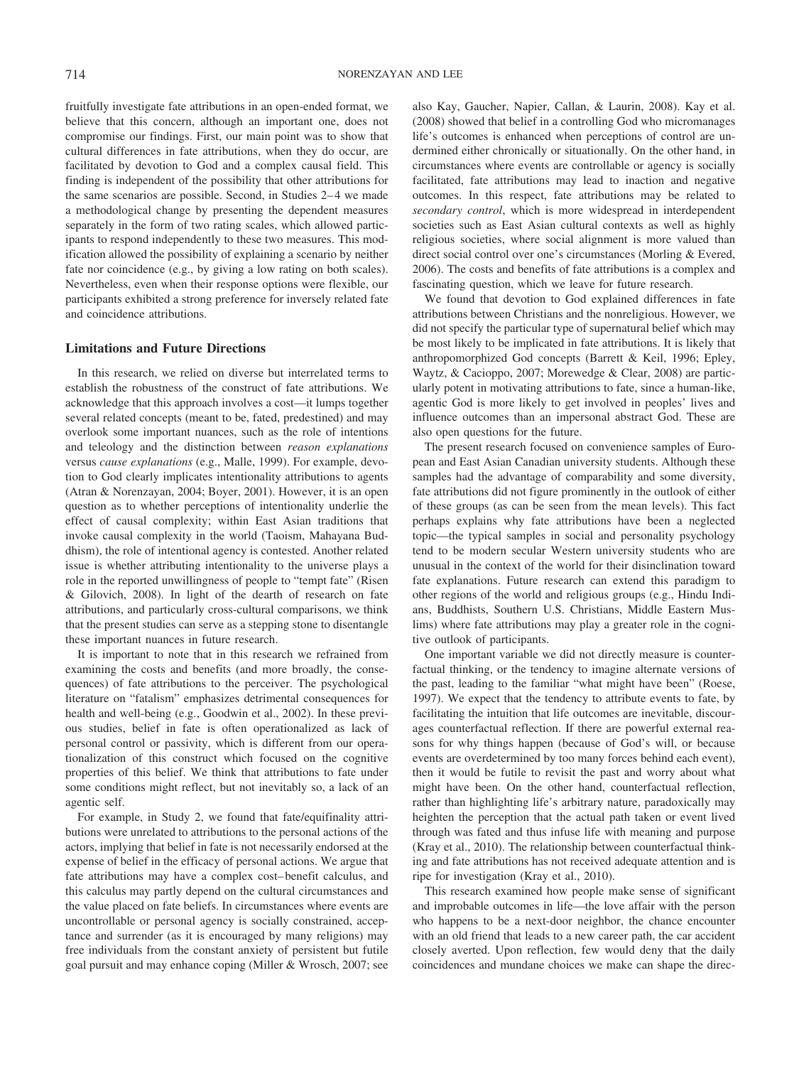fruitfully investigate fate attributions in an open-ended format, we believe that this concern, although an important one, does not compromise our findings. First, our main point was to show that cultural differences in fate attributions, when they do occur, are facilitated by devotion to God and a complex causal field. This finding is independent of the possibility that other attributions for the same scenarios are possible. Second, in Studies 2–4 we made a methodological change by presenting the dependent measures separately in the form of two rating scales, which allowed participants to respond independently to these two measures. This modification allowed the possibility of explaining a scenario by neither fate nor coincidence (e.g., by giving a low rating on both scales). Nevertheless, even when their response options were flexible, our participants exhibited a strong preference for inversely related fate and coincidence attributions.

## Limitations and Future Directions

In this research, we relied on diverse but interrelated terms to establish the robustness of the construct of fate attributions. We acknowledge that this approach involves a cost—it lumps together several related concepts (meant to be, fated, predestined) and may overlook some important nuances, such as the role of intentions and teleology and the distinction between *reason explanations* versus *cause explanations* (e.g., Malle, 1999). For example, devotion to God clearly implicates intentionality attributions to agents (Atran & Norenzayan, 2004; Boyer, 2001). However, it is an open question as to whether perceptions of intentionality underlie the effect of causal complexity; within East Asian traditions that invoke causal complexity in the world (Taoism, Mahayana Buddhism), the role of intentional agency is contested. Another related issue is whether attributing intentionality to the universe plays a role in the reported unwillingness of people to "tempt fate" (Risen & Gilovich, 2008). In light of the dearth of research on fate attributions, and particularly cross-cultural comparisons, we think that the present studies can serve as a stepping stone to disentangle these important nuances in future research.

It is important to note that in this research we refrained from examining the costs and benefits (and more broadly, the consequences) of fate attributions to the perceiver. The psychological literature on "fatalism" emphasizes detrimental consequences for health and well-being (e.g., Goodwin et al., 2002). In these previous studies, belief in fate is often operationalized as lack of personal control or passivity, which is different from our operationalization of this construct which focused on the cognitive properties of this belief. We think that attributions to fate under some conditions might reflect, but not inevitably so, a lack of an agentic self.

For example, in Study 2, we found that fate/equifinality attributions were unrelated to attributions to the personal actions of the actors, implying that belief in fate is not necessarily endorsed at the expense of belief in the efficacy of personal actions. We argue that fate attributions may have a complex cost–benefit calculus, and this calculus may partly depend on the cultural circumstances and the value placed on fate beliefs. In circumstances where events are uncontrollable or personal agency is socially constrained, acceptance and surrender (as it is encouraged by many religions) may free individuals from the constant anxiety of persistent but futile goal pursuit and may enhance coping (Miller & Wrosch, 2007; see also Kay, Gaucher, Napier, Callan, & Laurin, 2008). Kay et al. (2008) showed that belief in a controlling God who micromanages life's outcomes is enhanced when perceptions of control are undermined either chronically or situationally. On the other hand, in circumstances where events are controllable or agency is socially facilitated, fate attributions may lead to inaction and negative outcomes. In this respect, fate attributions may be related to *secondary control*, which is more widespread in interdependent societies such as East Asian cultural contexts as well as highly religious societies, where social alignment is more valued than direct social control over one's circumstances (Morling & Evered, 2006). The costs and benefits of fate attributions is a complex and fascinating question, which we leave for future research.

We found that devotion to God explained differences in fate attributions between Christians and the nonreligious. However, we did not specify the particular type of supernatural belief which may be most likely to be implicated in fate attributions. It is likely that anthropomorphized God concepts (Barrett & Keil, 1996; Epley, Waytz, & Cacioppo, 2007; Morewedge & Clear, 2008) are particularly potent in motivating attributions to fate, since a human-like, agentic God is more likely to get involved in peoples' lives and influence outcomes than an impersonal abstract God. These are also open questions for the future.

The present research focused on convenience samples of European and East Asian Canadian university students. Although these samples had the advantage of comparability and some diversity, fate attributions did not figure prominently in the outlook of either of these groups (as can be seen from the mean levels). This fact perhaps explains why fate attributions have been a neglected topic—the typical samples in social and personality psychology tend to be modern secular Western university students who are unusual in the context of the world for their disinclination toward fate explanations. Future research can extend this paradigm to other regions of the world and religious groups (e.g., Hindu Indians, Buddhists, Southern U.S. Christians, Middle Eastern Muslims) where fate attributions may play a greater role in the cognitive outlook of participants.

One important variable we did not directly measure is counterfactual thinking, or the tendency to imagine alternate versions of the past, leading to the familiar "what might have been" (Roese, 1997). We expect that the tendency to attribute events to fate, by facilitating the intuition that life outcomes are inevitable, discourages counterfactual reflection. If there are powerful external reasons for why things happen (because of God's will, or because events are overdetermined by too many forces behind each event), then it would be futile to revisit the past and worry about what might have been. On the other hand, counterfactual reflection, rather than highlighting life's arbitrary nature, paradoxically may heighten the perception that the actual path taken or event lived through was fated and thus infuse life with meaning and purpose (Kray et al., 2010). The relationship between counterfactual thinking and fate attributions has not received adequate attention and is ripe for investigation (Kray et al., 2010).

This research examined how people make sense of significant and improbable outcomes in life—the love affair with the person who happens to be a next-door neighbor, the chance encounter with an old friend that leads to a new career path, the car accident closely averted. Upon reflection, few would deny that the daily coincidences and mundane choices we make can shape the direc-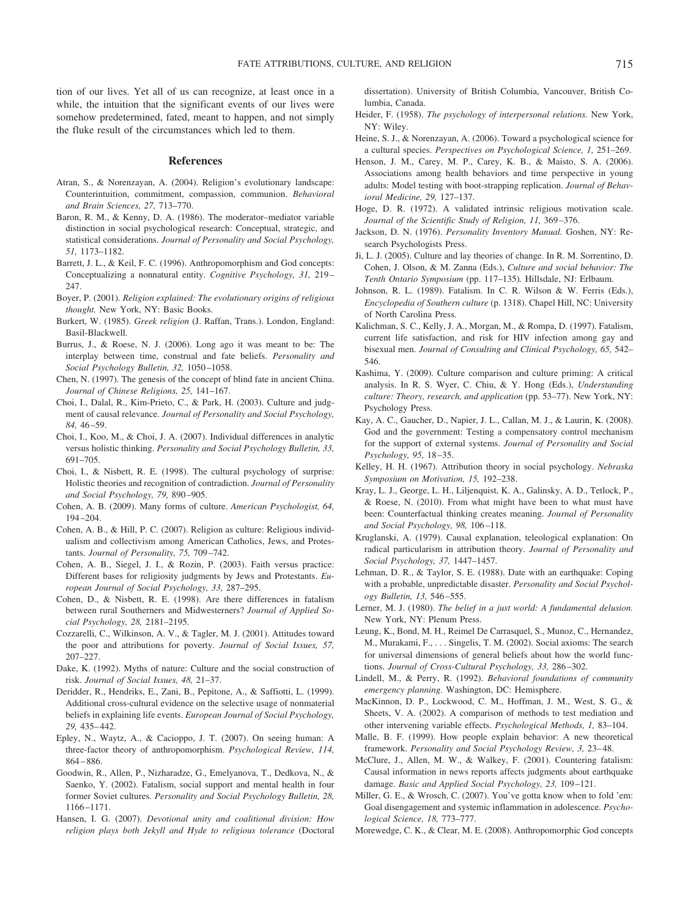tion of our lives. Yet all of us can recognize, at least once in a while, the intuition that the significant events of our lives were somehow predetermined, fated, meant to happen, and not simply the fluke result of the circumstances which led to them.

## References

Atran, S., & Norenzayan, A. (2004). Religion's evolutionary landscape: Counterintuition, commitment, compassion, communion. *Behavioral and Brain Sciences, 27,* 713–770.

Baron, R. M., & Kenny, D. A. (1986). The moderator–mediator variable distinction in social psychological research: Conceptual, strategic, and statistical considerations. *Journal of Personality and Social Psychology, 51,* 1173–1182.

Barrett, J. L., & Keil, F. C. (1996). Anthropomorphism and God concepts: Conceptualizing a nonnatural entity. *Cognitive Psychology, 31,* 219–247.

Boyer, P. (2001). *Religion explained: The evolutionary origins of religious thought.* New York, NY: Basic Books.

Burkert, W. (1985). *Greek religion* (J. Raffan, Trans.). London, England: Basil-Blackwell.

Burrus, J., & Roese, N. J. (2006). Long ago it was meant to be: The interplay between time, construal and fate beliefs. *Personality and Social Psychology Bulletin, 32,* 1050–1058.

Chen, N. (1997). The genesis of the concept of blind fate in ancient China. *Journal of Chinese Religions, 25,* 141–167.

Choi, I., Dalal, R., Kim-Prieto, C., & Park, H. (2003). Culture and judgment of causal relevance. *Journal of Personality and Social Psychology, 84,* 46–59.

Choi, I., Koo, M., & Choi, J. A. (2007). Individual differences in analytic versus holistic thinking. *Personality and Social Psychology Bulletin, 33,* 691–705.

Choi, I., & Nisbett, R. E. (1998). The cultural psychology of surprise: Holistic theories and recognition of contradiction. *Journal of Personality and Social Psychology, 79,* 890–905.

Cohen, A. B. (2009). Many forms of culture. *American Psychologist, 64,* 194–204.

Cohen, A. B., & Hill, P. C. (2007). Religion as culture: Religious individualism and collectivism among American Catholics, Jews, and Protestants. *Journal of Personality, 75,* 709–742.

Cohen, A. B., Siegel, J. I., & Rozin, P. (2003). Faith versus practice: Different bases for religiosity judgments by Jews and Protestants. *European Journal of Social Psychology, 33,* 287–295.

Cohen, D., & Nisbett, R. E. (1998). Are there differences in fatalism between rural Southerners and Midwesterners? *Journal of Applied Social Psychology, 28,* 2181–2195.

Cozzarelli, C., Wilkinson, A. V., & Tagler, M. J. (2001). Attitudes toward the poor and attributions for poverty. *Journal of Social Issues, 57,* 207–227.

Dake, K. (1992). Myths of nature: Culture and the social construction of risk. *Journal of Social Issues, 48,* 21–37.

Deridder, R., Hendriks, E., Zani, B., Pepitone, A., & Saffiotti, L. (1999). Additional cross-cultural evidence on the selective usage of nonmaterial beliefs in explaining life events. *European Journal of Social Psychology, 29,* 435–442.

Epley, N., Waytz, A., & Cacioppo, J. T. (2007). On seeing human: A three-factor theory of anthropomorphism. *Psychological Review, 114,* 864–886.

Goodwin, R., Allen, P., Nizharadze, G., Emelyanova, T., Dedkova, N., & Saenko, Y. (2002). Fatalism, social support and mental health in four former Soviet cultures. *Personality and Social Psychology Bulletin, 28,* 1166–1171.

Hansen, I. G. (2007). *Devotional unity and coalitional division: How religion plays both Jekyll and Hyde to religious tolerance* (Doctoral dissertation). University of British Columbia, Vancouver, British Columbia, Canada.

Heider, F. (1958). *The psychology of interpersonal relations.* New York, NY: Wiley.

Heine, S. J., & Norenzayan, A. (2006). Toward a psychological science for a cultural species. *Perspectives on Psychological Science, 1,* 251–269.

Henson, J. M., Carey, M. P., Carey, K. B., & Maisto, S. A. (2006). Associations among health behaviors and time perspective in young adults: Model testing with boot-strapping replication. *Journal of Behavioral Medicine, 29,* 127–137.

Hoge, D. R. (1972). A validated intrinsic religious motivation scale. *Journal of the Scientific Study of Religion, 11,* 369–376.

Jackson, D. N. (1976). *Personality Inventory Manual.* Goshen, NY: Research Psychologists Press.

Ji, L. J. (2005). Culture and lay theories of change. In R. M. Sorrentino, D. Cohen, J. Olson, & M. Zanna (Eds.), *Culture and social behavior: The Tenth Ontario Symposium* (pp. 117–135). Hillsdale, NJ: Erlbaum.

Johnson, R. L. (1989). Fatalism. In C. R. Wilson & W. Ferris (Eds.), *Encyclopedia of Southern culture* (p. 1318). Chapel Hill, NC: University of North Carolina Press.

Kalichman, S. C., Kelly, J. A., Morgan, M., & Rompa, D. (1997). Fatalism, current life satisfaction, and risk for HIV infection among gay and bisexual men. *Journal of Consulting and Clinical Psychology, 65,* 542–546.

Kashima, Y. (2009). Culture comparison and culture priming: A critical analysis. In R. S. Wyer, C. Chiu, & Y. Hong (Eds.), *Understanding culture: Theory, research, and application* (pp. 53–77). New York, NY: Psychology Press.

Kay, A. C., Gaucher, D., Napier, J. L., Callan, M. J., & Laurin, K. (2008). God and the government: Testing a compensatory control mechanism for the support of external systems. *Journal of Personality and Social Psychology, 95,* 18–35.

Kelley, H. H. (1967). Attribution theory in social psychology. *Nebraska Symposium on Motivation, 15,* 192–238.

Kray, L. J., George, L. H., Liljenquist, K. A., Galinsky, A. D., Tetlock, P., & Roese, N. (2010). From what might have been to what must have been: Counterfactual thinking creates meaning. *Journal of Personality and Social Psychology, 98,* 106–118.

Kruglanski, A. (1979). Causal explanation, teleological explanation: On radical particularism in attribution theory. *Journal of Personality and Social Psychology, 37,* 1447–1457.

Lehman, D. R., & Taylor, S. E. (1988). Date with an earthquake: Coping with a probable, unpredictable disaster. *Personality and Social Psychology Bulletin, 13,* 546–555.

Lerner, M. J. (1980). *The belief in a just world: A fundamental delusion.* New York, NY: Plenum Press.

Leung, K., Bond, M. H., Reimel De Carrasquel, S., Munoz, C., Hernandez, M., Murakami, F., . . . Singelis, T. M. (2002). Social axioms: The search for universal dimensions of general beliefs about how the world functions. *Journal of Cross-Cultural Psychology, 33,* 286–302.

Lindell, M., & Perry, R. (1992). *Behavioral foundations of community emergency planning.* Washington, DC: Hemisphere.

MacKinnon, D. P., Lockwood, C. M., Hoffman, J. M., West, S. G., & Sheets, V. A. (2002). A comparison of methods to test mediation and other intervening variable effects. *Psychological Methods, 1,* 83–104.

Malle, B. F. (1999). How people explain behavior: A new theoretical framework. *Personality and Social Psychology Review, 3,* 23–48.

McClure, J., Allen, M. W., & Walkey, F. (2001). Countering fatalism: Causal information in news reports affects judgments about earthquake damage. *Basic and Applied Social Psychology, 23,* 109–121.

Miller, G. E., & Wrosch, C. (2007). You've gotta know when to fold 'em: Goal disengagement and systemic inflammation in adolescence. *Psychological Science, 18,* 773–777.

Morewedge, C. K., & Clear, M. E. (2008). Anthropomorphic God concepts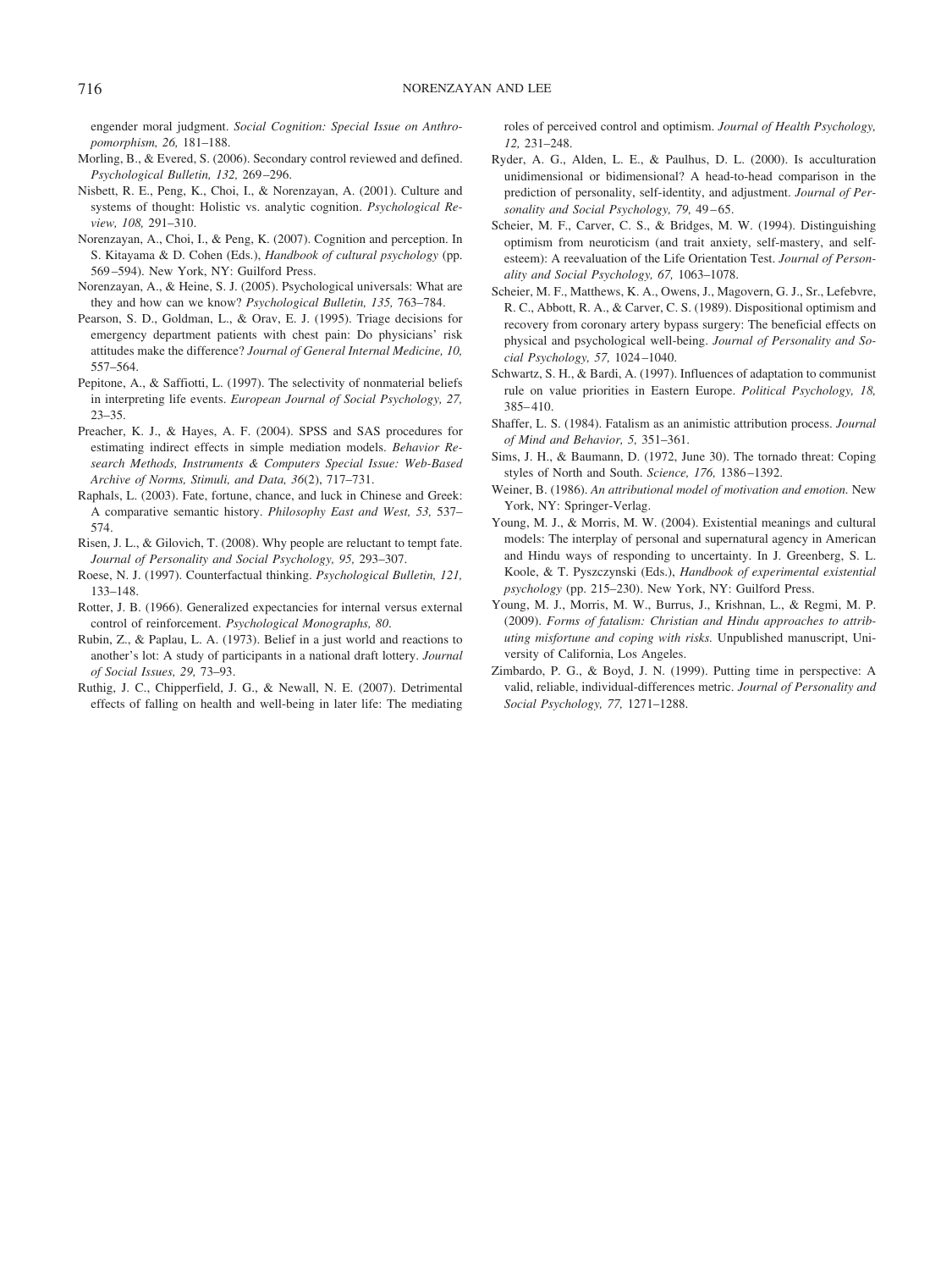engender moral judgment. *Social Cognition: Special Issue on Anthropomorphism, 26,* 181–188.

Morling, B., & Evered, S. (2006). Secondary control reviewed and defined. *Psychological Bulletin, 132,* 269–296.

Nisbett, R. E., Peng, K., Choi, I., & Norenzayan, A. (2001). Culture and systems of thought: Holistic vs. analytic cognition. *Psychological Review, 108,* 291–310.

Norenzayan, A., Choi, I., & Peng, K. (2007). Cognition and perception. In S. Kitayama & D. Cohen (Eds.), *Handbook of cultural psychology* (pp. 569–594). New York, NY: Guilford Press.

Norenzayan, A., & Heine, S. J. (2005). Psychological universals: What are they and how can we know? *Psychological Bulletin, 135,* 763–784.

Pearson, S. D., Goldman, L., & Orav, E. J. (1995). Triage decisions for emergency department patients with chest pain: Do physicians' risk attitudes make the difference? *Journal of General Internal Medicine, 10,* 557–564.

Pepitone, A., & Saffiotti, L. (1997). The selectivity of nonmaterial beliefs in interpreting life events. *European Journal of Social Psychology, 27,* 23–35.

Preacher, K. J., & Hayes, A. F. (2004). SPSS and SAS procedures for estimating indirect effects in simple mediation models. *Behavior Research Methods, Instruments & Computers Special Issue: Web-Based Archive of Norms, Stimuli, and Data, 36*(2), 717–731.

Raphals, L. (2003). Fate, fortune, chance, and luck in Chinese and Greek: A comparative semantic history. *Philosophy East and West, 53,* 537–574.

Risen, J. L., & Gilovich, T. (2008). Why people are reluctant to tempt fate. *Journal of Personality and Social Psychology, 95,* 293–307.

Roese, N. J. (1997). Counterfactual thinking. *Psychological Bulletin, 121,* 133–148.

Rotter, J. B. (1966). Generalized expectancies for internal versus external control of reinforcement. *Psychological Monographs, 80*.

Rubin, Z., & Paplau, L. A. (1973). Belief in a just world and reactions to another's lot: A study of participants in a national draft lottery. *Journal of Social Issues, 29,* 73–93.

Ruthig, J. C., Chipperfield, J. G., & Newall, N. E. (2007). Detrimental effects of falling on health and well-being in later life: The mediating roles of perceived control and optimism. *Journal of Health Psychology, 12,* 231–248.

Ryder, A. G., Alden, L. E., & Paulhus, D. L. (2000). Is acculturation unidimensional or bidimensional? A head-to-head comparison in the prediction of personality, self-identity, and adjustment. *Journal of Personality and Social Psychology, 79,* 49–65.

Scheier, M. F., Carver, C. S., & Bridges, M. W. (1994). Distinguishing optimism from neuroticism (and trait anxiety, self-mastery, and self-esteem): A reevaluation of the Life Orientation Test. *Journal of Personality and Social Psychology, 67,* 1063–1078.

Scheier, M. F., Matthews, K. A., Owens, J., Magovern, G. J., Sr., Lefebvre, R. C., Abbott, R. A., & Carver, C. S. (1989). Dispositional optimism and recovery from coronary artery bypass surgery: The beneficial effects on physical and psychological well-being. *Journal of Personality and Social Psychology, 57,* 1024–1040.

Schwartz, S. H., & Bardi, A. (1997). Influences of adaptation to communist rule on value priorities in Eastern Europe. *Political Psychology, 18,* 385–410.

Shaffer, L. S. (1984). Fatalism as an animistic attribution process. *Journal of Mind and Behavior, 5,* 351–361.

Sims, J. H., & Baumann, D. (1972, June 30). The tornado threat: Coping styles of North and South. *Science, 176,* 1386–1392.

Weiner, B. (1986). *An attributional model of motivation and emotion.* New York, NY: Springer-Verlag.

Young, M. J., & Morris, M. W. (2004). Existential meanings and cultural models: The interplay of personal and supernatural agency in American and Hindu ways of responding to uncertainty. In J. Greenberg, S. L. Koole, & T. Pyszczynski (Eds.), *Handbook of experimental existential psychology* (pp. 215–230). New York, NY: Guilford Press.

Young, M. J., Morris, M. W., Burrus, J., Krishnan, L., & Regmi, M. P. (2009). *Forms of fatalism: Christian and Hindu approaches to attributing misfortune and coping with risks.* Unpublished manuscript, University of California, Los Angeles.

Zimbardo, P. G., & Boyd, J. N. (1999). Putting time in perspective: A valid, reliable, individual-differences metric. *Journal of Personality and Social Psychology, 77,* 1271–1288.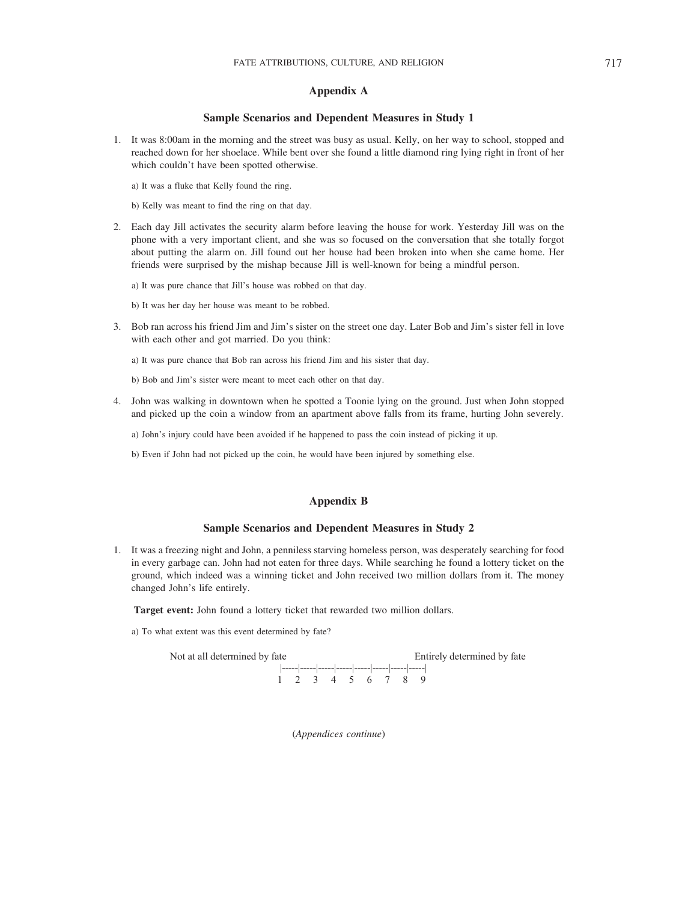## Appendix A

### Sample Scenarios and Dependent Measures in Study 1

1. It was 8:00am in the morning and the street was busy as usual. Kelly, on her way to school, stopped and reached down for her shoelace. While bent over she found a little diamond ring lying right in front of her which couldn't have been spotted otherwise.

   a) It was a fluke that Kelly found the ring.

   b) Kelly was meant to find the ring on that day.

2. Each day Jill activates the security alarm before leaving the house for work. Yesterday Jill was on the phone with a very important client, and she was so focused on the conversation that she totally forgot about putting the alarm on. Jill found out her house had been broken into when she came home. Her friends were surprised by the mishap because Jill is well-known for being a mindful person.

   a) It was pure chance that Jill's house was robbed on that day.

   b) It was her day her house was meant to be robbed.

3. Bob ran across his friend Jim and Jim's sister on the street one day. Later Bob and Jim's sister fell in love with each other and got married. Do you think:

   a) It was pure chance that Bob ran across his friend Jim and his sister that day.

   b) Bob and Jim's sister were meant to meet each other on that day.

4. John was walking in downtown when he spotted a Toonie lying on the ground. Just when John stopped and picked up the coin a window from an apartment above falls from its frame, hurting John severely.

   a) John's injury could have been avoided if he happened to pass the coin instead of picking it up.

   b) Even if John had not picked up the coin, he would have been injured by something else.

## Appendix B

### Sample Scenarios and Dependent Measures in Study 2

1. It was a freezing night and John, a penniless starving homeless person, was desperately searching for food in every garbage can. John had not eaten for three days. While searching he found a lottery ticket on the ground, which indeed was a winning ticket and John received two million dollars from it. The money changed John's life entirely.

   **Target event:** John found a lottery ticket that rewarded two million dollars.

   a) To what extent was this event determined by fate?

   Not at all determined by fate |-----|-----|-----|-----|-----|-----|-----|-----| Entirely determined by fate

   1 2 3 4 5 6 7 8 9

(*Appendices continue*)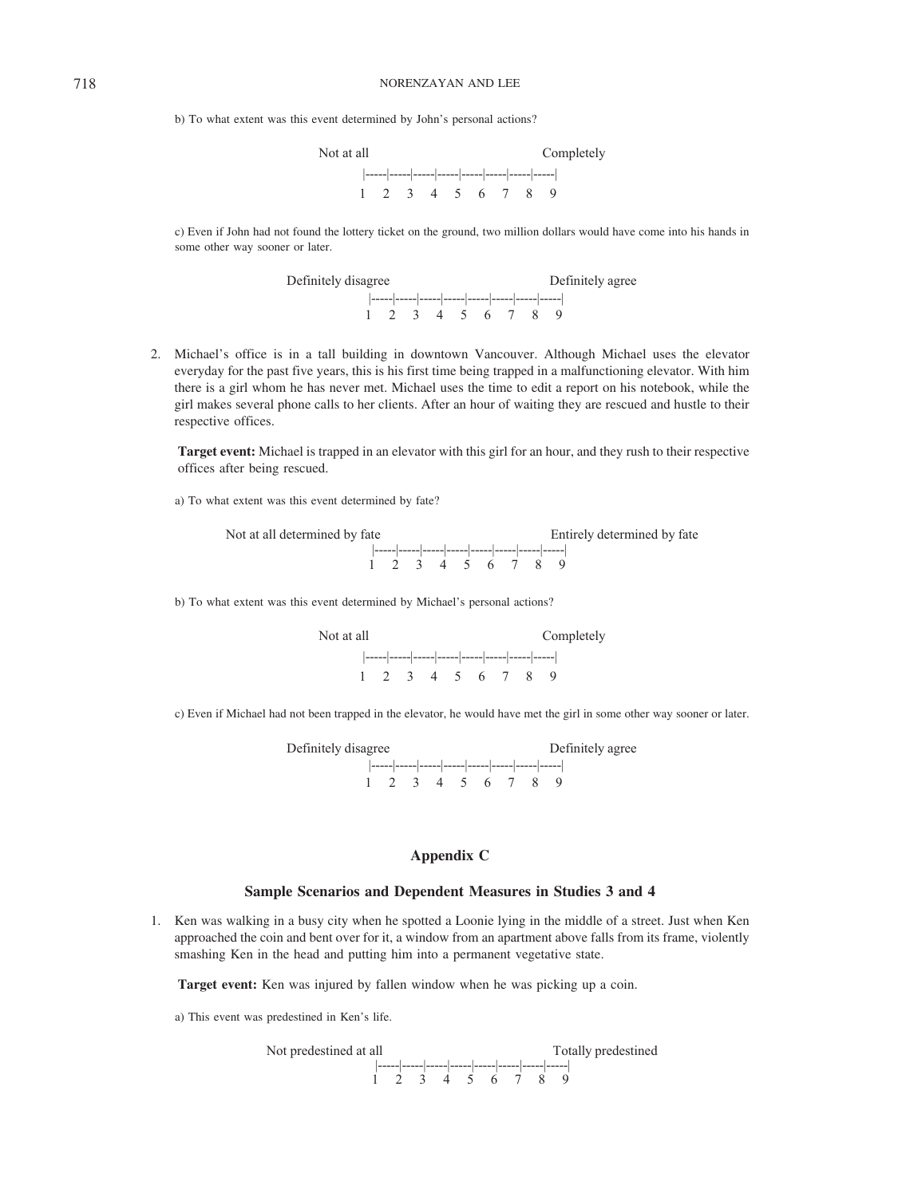b) To what extent was this event determined by John's personal actions?

Not at all — Completely

|-----|-----|-----|-----|-----|-----|-----|-----|
1 2 3 4 5 6 7 8 9

c) Even if John had not found the lottery ticket on the ground, two million dollars would have come into his hands in some other way sooner or later.

Definitely disagree — Definitely agree

|-----|-----|-----|-----|-----|-----|-----|-----|
1 2 3 4 5 6 7 8 9

2. Michael's office is in a tall building in downtown Vancouver. Although Michael uses the elevator everyday for the past five years, this is his first time being trapped in a malfunctioning elevator. With him there is a girl whom he has never met. Michael uses the time to edit a report on his notebook, while the girl makes several phone calls to her clients. After an hour of waiting they are rescued and hustle to their respective offices.

   **Target event:** Michael is trapped in an elevator with this girl for an hour, and they rush to their respective offices after being rescued.

   a) To what extent was this event determined by fate?

   Not at all determined by fate — Entirely determined by fate

   |-----|-----|-----|-----|-----|-----|-----|-----|
   1 2 3 4 5 6 7 8 9

   b) To what extent was this event determined by Michael's personal actions?

   Not at all — Completely

   |-----|-----|-----|-----|-----|-----|-----|-----|
   1 2 3 4 5 6 7 8 9

   c) Even if Michael had not been trapped in the elevator, he would have met the girl in some other way sooner or later.

   Definitely disagree — Definitely agree

   |-----|-----|-----|-----|-----|-----|-----|-----|
   1 2 3 4 5 6 7 8 9

## Appendix C

### Sample Scenarios and Dependent Measures in Studies 3 and 4

1. Ken was walking in a busy city when he spotted a Loonie lying in the middle of a street. Just when Ken approached the coin and bent over for it, a window from an apartment above falls from its frame, violently smashing Ken in the head and putting him into a permanent vegetative state.

   **Target event:** Ken was injured by fallen window when he was picking up a coin.

   a) This event was predestined in Ken's life.

   Not predestined at all — Totally predestined

   |-----|-----|-----|-----|-----|-----|-----|-----|
   1 2 3 4 5 6 7 8 9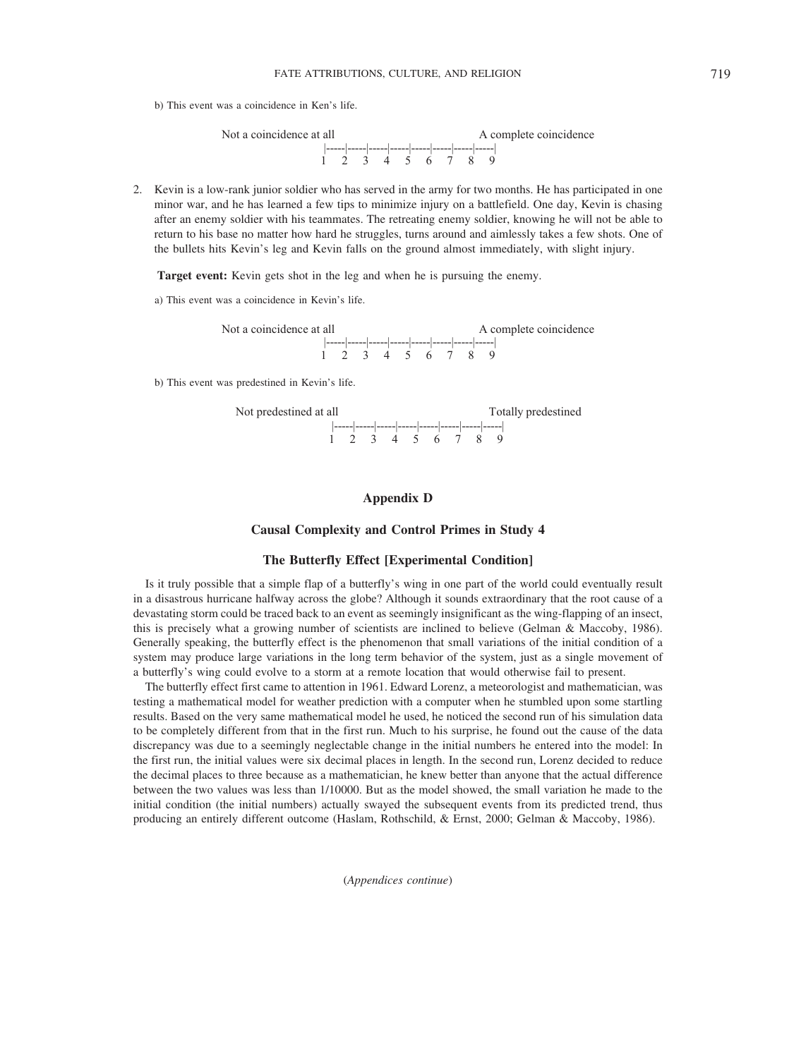b) This event was a coincidence in Ken's life.

Not a coincidence at all |-----|-----|-----|-----|-----|-----|-----|-----| A complete coincidence
1 2 3 4 5 6 7 8 9

2. Kevin is a low-rank junior soldier who has served in the army for two months. He has participated in one minor war, and he has learned a few tips to minimize injury on a battlefield. One day, Kevin is chasing after an enemy soldier with his teammates. The retreating enemy soldier, knowing he will not be able to return to his base no matter how hard he struggles, turns around and aimlessly takes a few shots. One of the bullets hits Kevin's leg and Kevin falls on the ground almost immediately, with slight injury.

**Target event:** Kevin gets shot in the leg and when he is pursuing the enemy.

a) This event was a coincidence in Kevin's life.

Not a coincidence at all |-----|-----|-----|-----|-----|-----|-----|-----| A complete coincidence
1 2 3 4 5 6 7 8 9

b) This event was predestined in Kevin's life.

Not predestined at all |-----|-----|-----|-----|-----|-----|-----|-----| Totally predestined
1 2 3 4 5 6 7 8 9

## Appendix D

## Causal Complexity and Control Primes in Study 4

### The Butterfly Effect [Experimental Condition]

Is it truly possible that a simple flap of a butterfly's wing in one part of the world could eventually result in a disastrous hurricane halfway across the globe? Although it sounds extraordinary that the root cause of a devastating storm could be traced back to an event as seemingly insignificant as the wing-flapping of an insect, this is precisely what a growing number of scientists are inclined to believe (Gelman & Maccoby, 1986). Generally speaking, the butterfly effect is the phenomenon that small variations of the initial condition of a system may produce large variations in the long term behavior of the system, just as a single movement of a butterfly's wing could evolve to a storm at a remote location that would otherwise fail to present.

The butterfly effect first came to attention in 1961. Edward Lorenz, a meteorologist and mathematician, was testing a mathematical model for weather prediction with a computer when he stumbled upon some startling results. Based on the very same mathematical model he used, he noticed the second run of his simulation data to be completely different from that in the first run. Much to his surprise, he found out the cause of the data discrepancy was due to a seemingly neglectable change in the initial numbers he entered into the model: In the first run, the initial values were six decimal places in length. In the second run, Lorenz decided to reduce the decimal places to three because as a mathematician, he knew better than anyone that the actual difference between the two values was less than 1/10000. But as the model showed, the small variation he made to the initial condition (the initial numbers) actually swayed the subsequent events from its predicted trend, thus producing an entirely different outcome (Haslam, Rothschild, & Ernst, 2000; Gelman & Maccoby, 1986).

(*Appendices continue*)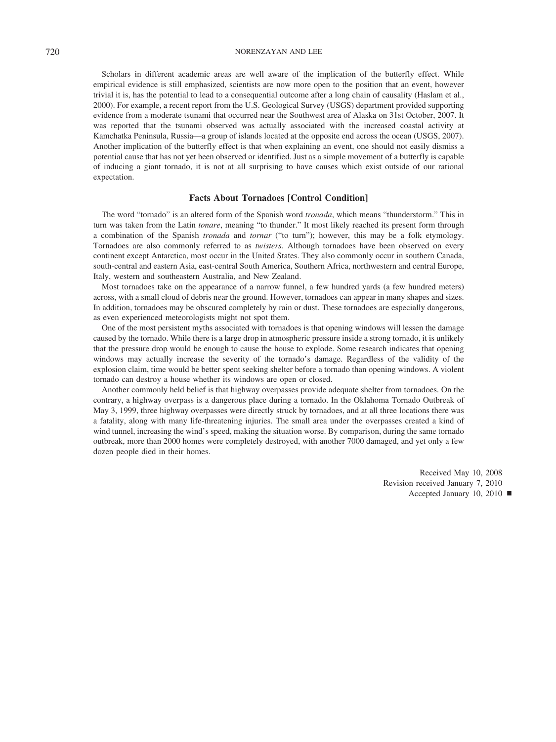Scholars in different academic areas are well aware of the implication of the butterfly effect. While empirical evidence is still emphasized, scientists are now more open to the position that an event, however trivial it is, has the potential to lead to a consequential outcome after a long chain of causality (Haslam et al., 2000). For example, a recent report from the U.S. Geological Survey (USGS) department provided supporting evidence from a moderate tsunami that occurred near the Southwest area of Alaska on 31st October, 2007. It was reported that the tsunami observed was actually associated with the increased coastal activity at Kamchatka Peninsula, Russia—a group of islands located at the opposite end across the ocean (USGS, 2007). Another implication of the butterfly effect is that when explaining an event, one should not easily dismiss a potential cause that has not yet been observed or identified. Just as a simple movement of a butterfly is capable of inducing a giant tornado, it is not at all surprising to have causes which exist outside of our rational expectation.

## Facts About Tornadoes [Control Condition]

The word "tornado" is an altered form of the Spanish word *tronada*, which means "thunderstorm." This in turn was taken from the Latin *tonare*, meaning "to thunder." It most likely reached its present form through a combination of the Spanish *tronada* and *tornar* ("to turn"); however, this may be a folk etymology. Tornadoes are also commonly referred to as *twisters*. Although tornadoes have been observed on every continent except Antarctica, most occur in the United States. They also commonly occur in southern Canada, south-central and eastern Asia, east-central South America, Southern Africa, northwestern and central Europe, Italy, western and southeastern Australia, and New Zealand.

Most tornadoes take on the appearance of a narrow funnel, a few hundred yards (a few hundred meters) across, with a small cloud of debris near the ground. However, tornadoes can appear in many shapes and sizes. In addition, tornadoes may be obscured completely by rain or dust. These tornadoes are especially dangerous, as even experienced meteorologists might not spot them.

One of the most persistent myths associated with tornadoes is that opening windows will lessen the damage caused by the tornado. While there is a large drop in atmospheric pressure inside a strong tornado, it is unlikely that the pressure drop would be enough to cause the house to explode. Some research indicates that opening windows may actually increase the severity of the tornado's damage. Regardless of the validity of the explosion claim, time would be better spent seeking shelter before a tornado than opening windows. A violent tornado can destroy a house whether its windows are open or closed.

Another commonly held belief is that highway overpasses provide adequate shelter from tornadoes. On the contrary, a highway overpass is a dangerous place during a tornado. In the Oklahoma Tornado Outbreak of May 3, 1999, three highway overpasses were directly struck by tornadoes, and at all three locations there was a fatality, along with many life-threatening injuries. The small area under the overpasses created a kind of wind tunnel, increasing the wind's speed, making the situation worse. By comparison, during the same tornado outbreak, more than 2000 homes were completely destroyed, with another 7000 damaged, and yet only a few dozen people died in their homes.

Received May 10, 2008
Revision received January 7, 2010
Accepted January 10, 2010 ■